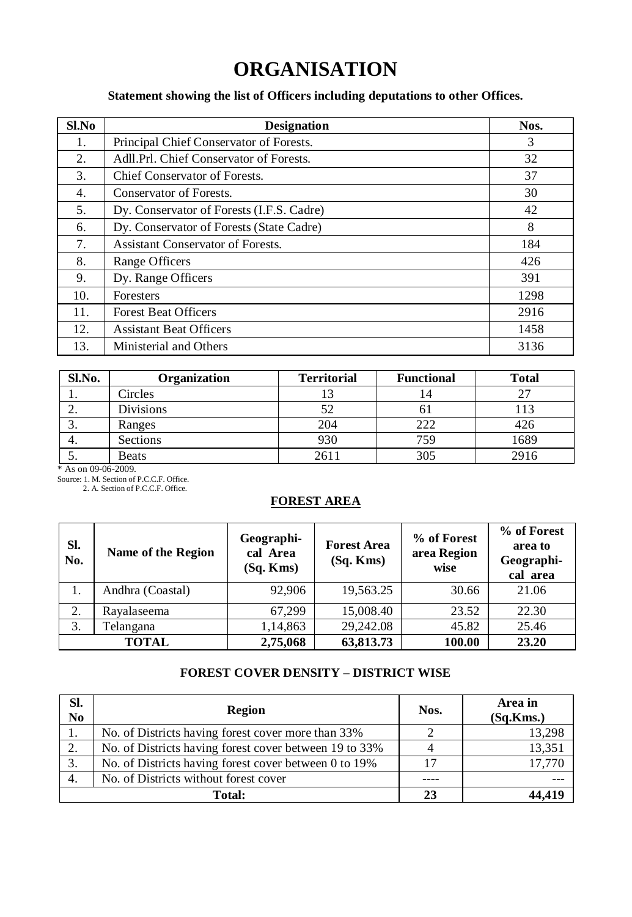# ORGANISATION

**Statement showing the list of Officers including deputations to other Offices.**

| Sl.No | Designation | Nos. |
|---|---|---|
| 1. | Principal Chief Conservator of Forests. | 3 |
| 2. | Adll.Prl. Chief Conservator of Forests. | 32 |
| 3. | Chief Conservator of Forests. | 37 |
| 4. | Conservator of Forests. | 30 |
| 5. | Dy. Conservator of Forests (I.F.S. Cadre) | 42 |
| 6. | Dy. Conservator of Forests (State Cadre) | 8 |
| 7. | Assistant Conservator of Forests. | 184 |
| 8. | Range Officers | 426 |
| 9. | Dy. Range Officers | 391 |
| 10. | Foresters | 1298 |
| 11. | Forest Beat Officers | 2916 |
| 12. | Assistant Beat Officers | 1458 |
| 13. | Ministerial and Others | 3136 |

| Sl.No. | Organization | Territorial | Functional | Total |
|---|---|---|---|---|
| 1. | Circles | 13 | 14 | 27 |
| 2. | Divisions | 52 | 61 | 113 |
| 3. | Ranges | 204 | 222 | 426 |
| 4. | Sections | 930 | 759 | 1689 |
| 5. | Beats | 2611 | 305 | 2916 |

* As on 09-06-2009.

Source: 1. M. Section of P.C.C.F. Office.
2. A. Section of P.C.C.F. Office.

## FOREST AREA

| Sl. No. | Name of the Region | Geographical Area (Sq. Kms) | Forest Area (Sq. Kms) | % of Forest area Region wise | % of Forest area to Geographical area |
|---|---|---|---|---|---|
| 1. | Andhra (Coastal) | 92,906 | 19,563.25 | 30.66 | 21.06 |
| 2. | Rayalaseema | 67,299 | 15,008.40 | 23.52 | 22.30 |
| 3. | Telangana | 1,14,863 | 29,242.08 | 45.82 | 25.46 |
| **TOTAL** | | **2,75,068** | **63,813.73** | **100.00** | **23.20** |

## FOREST COVER DENSITY – DISTRICT WISE

| Sl. No | Region | Nos. | Area in (Sq.Kms.) |
|---|---|---|---|
| 1. | No. of Districts having forest cover more than 33% | 2 | 13,298 |
| 2. | No. of Districts having forest cover between 19 to 33% | 4 | 13,351 |
| 3. | No. of Districts having forest cover between 0 to 19% | 17 | 17,770 |
| 4. | No. of Districts without forest cover | ---- | --- |
| **Total:** | | **23** | **44,419** |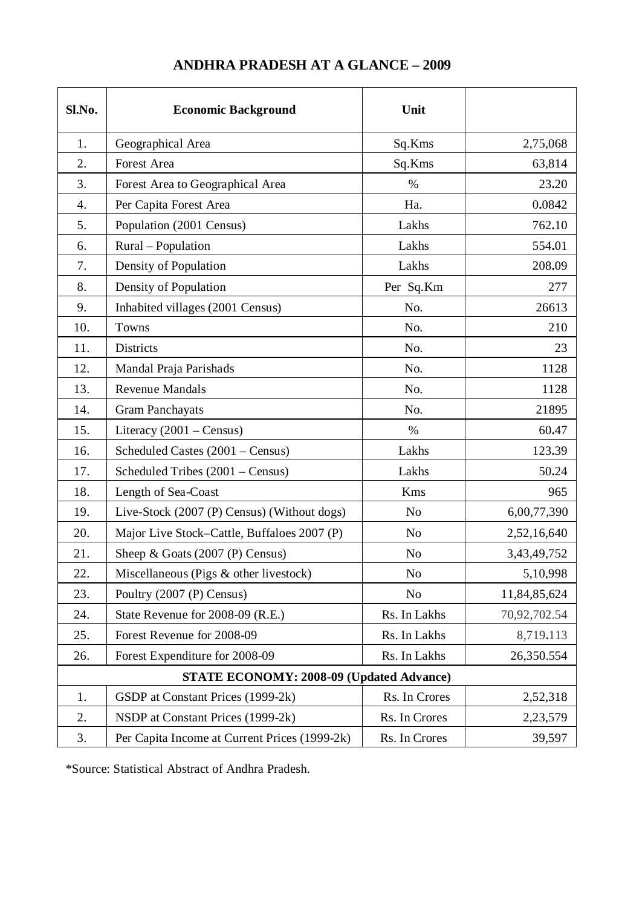# ANDHRA PRADESH AT A GLANCE – 2009

| Sl.No. | Economic Background | Unit | |
|---|---|---|---|
| 1. | Geographical Area | Sq.Kms | 2,75,068 |
| 2. | Forest Area | Sq.Kms | 63,814 |
| 3. | Forest Area to Geographical Area | % | 23.20 |
| 4. | Per Capita Forest Area | Ha. | 0.0842 |
| 5. | Population (2001 Census) | Lakhs | 762.10 |
| 6. | Rural – Population | Lakhs | 554.01 |
| 7. | Density of Population | Lakhs | 208.09 |
| 8. | Density of Population | Per Sq.Km | 277 |
| 9. | Inhabited villages (2001 Census) | No. | 26613 |
| 10. | Towns | No. | 210 |
| 11. | Districts | No. | 23 |
| 12. | Mandal Praja Parishads | No. | 1128 |
| 13. | Revenue Mandals | No. | 1128 |
| 14. | Gram Panchayats | No. | 21895 |
| 15. | Literacy (2001 – Census) | % | 60.47 |
| 16. | Scheduled Castes (2001 – Census) | Lakhs | 123.39 |
| 17. | Scheduled Tribes (2001 – Census) | Lakhs | 50.24 |
| 18. | Length of Sea-Coast | Kms | 965 |
| 19. | Live-Stock (2007 (P) Census) (Without dogs) | No | 6,00,77,390 |
| 20. | Major Live Stock–Cattle, Buffaloes 2007 (P) | No | 2,52,16,640 |
| 21. | Sheep & Goats (2007 (P) Census) | No | 3,43,49,752 |
| 22. | Miscellaneous (Pigs & other livestock) | No | 5,10,998 |
| 23. | Poultry (2007 (P) Census) | No | 11,84,85,624 |
| 24. | State Revenue for 2008-09 (R.E.) | Rs. In Lakhs | 70,92,702.54 |
| 25. | Forest Revenue for 2008-09 | Rs. In Lakhs | 8,719.113 |
| 26. | Forest Expenditure for 2008-09 | Rs. In Lakhs | 26,350.554 |
| | **STATE ECONOMY: 2008-09 (Updated Advance)** | | |
| 1. | GSDP at Constant Prices (1999-2k) | Rs. In Crores | 2,52,318 |
| 2. | NSDP at Constant Prices (1999-2k) | Rs. In Crores | 2,23,579 |
| 3. | Per Capita Income at Current Prices (1999-2k) | Rs. In Crores | 39,597 |

*Source: Statistical Abstract of Andhra Pradesh.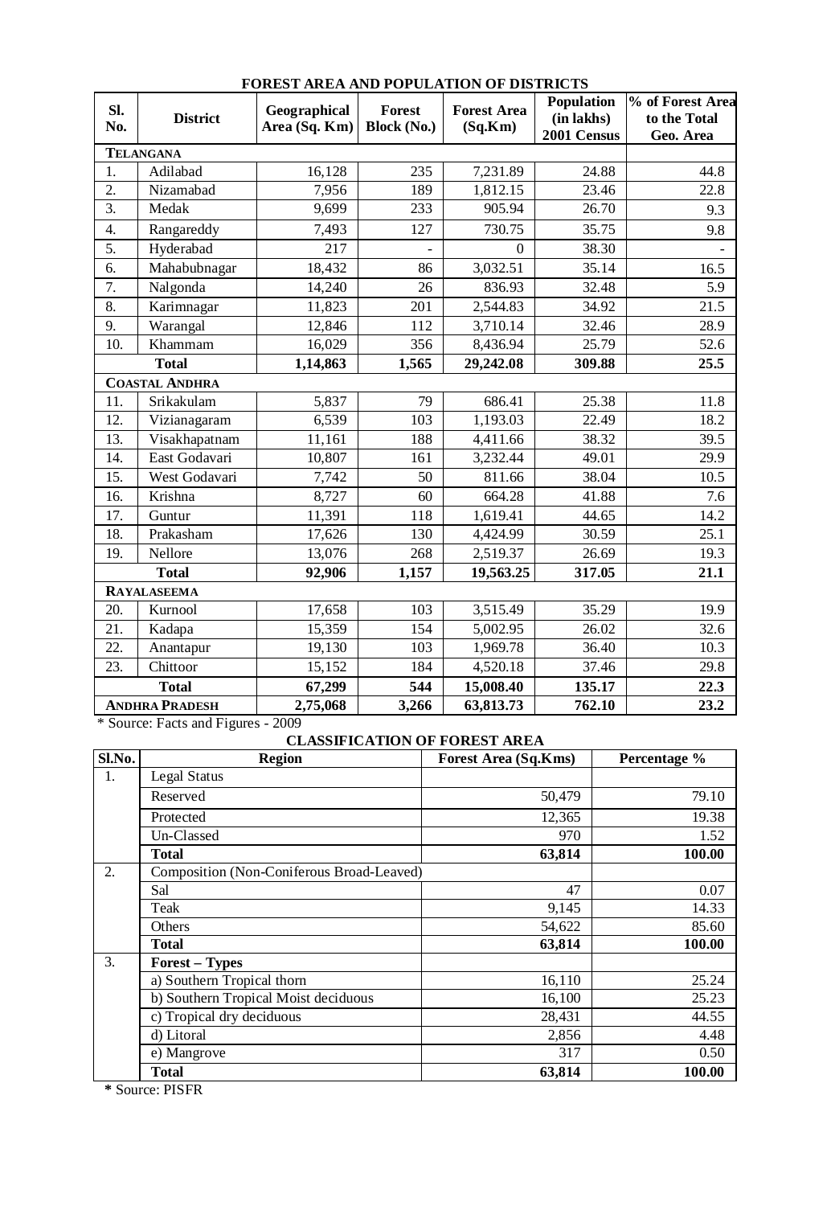## FOREST AREA AND POPULATION OF DISTRICTS

| Sl. No. | District | Geographical Area (Sq. Km) | Forest Block (No.) | Forest Area (Sq.Km) | Population (in lakhs) 2001 Census | % of Forest Area to the Total Geo. Area |
|---|---|---|---|---|---|---|
| **TELANGANA** | | | | | | |
| 1. | Adilabad | 16,128 | 235 | 7,231.89 | 24.88 | 44.8 |
| 2. | Nizamabad | 7,956 | 189 | 1,812.15 | 23.46 | 22.8 |
| 3. | Medak | 9,699 | 233 | 905.94 | 26.70 | 9.3 |
| 4. | Rangareddy | 7,493 | 127 | 730.75 | 35.75 | 9.8 |
| 5. | Hyderabad | 217 | - | 0 | 38.30 | - |
| 6. | Mahabubnagar | 18,432 | 86 | 3,032.51 | 35.14 | 16.5 |
| 7. | Nalgonda | 14,240 | 26 | 836.93 | 32.48 | 5.9 |
| 8. | Karimnagar | 11,823 | 201 | 2,544.83 | 34.92 | 21.5 |
| 9. | Warangal | 12,846 | 112 | 3,710.14 | 32.46 | 28.9 |
| 10. | Khammam | 16,029 | 356 | 8,436.94 | 25.79 | 52.6 |
| | **Total** | **1,14,863** | **1,565** | **29,242.08** | **309.88** | **25.5** |
| **COASTAL ANDHRA** | | | | | | |
| 11. | Srikakulam | 5,837 | 79 | 686.41 | 25.38 | 11.8 |
| 12. | Vizianagaram | 6,539 | 103 | 1,193.03 | 22.49 | 18.2 |
| 13. | Visakhapatnam | 11,161 | 188 | 4,411.66 | 38.32 | 39.5 |
| 14. | East Godavari | 10,807 | 161 | 3,232.44 | 49.01 | 29.9 |
| 15. | West Godavari | 7,742 | 50 | 811.66 | 38.04 | 10.5 |
| 16. | Krishna | 8,727 | 60 | 664.28 | 41.88 | 7.6 |
| 17. | Guntur | 11,391 | 118 | 1,619.41 | 44.65 | 14.2 |
| 18. | Prakasham | 17,626 | 130 | 4,424.99 | 30.59 | 25.1 |
| 19. | Nellore | 13,076 | 268 | 2,519.37 | 26.69 | 19.3 |
| | **Total** | **92,906** | **1,157** | **19,563.25** | **317.05** | **21.1** |
| **RAYALASEEMA** | | | | | | |
| 20. | Kurnool | 17,658 | 103 | 3,515.49 | 35.29 | 19.9 |
| 21. | Kadapa | 15,359 | 154 | 5,002.95 | 26.02 | 32.6 |
| 22. | Anantapur | 19,130 | 103 | 1,969.78 | 36.40 | 10.3 |
| 23. | Chittoor | 15,152 | 184 | 4,520.18 | 37.46 | 29.8 |
| | **Total** | **67,299** | **544** | **15,008.40** | **135.17** | **22.3** |
| **ANDHRA PRADESH** | | **2,75,068** | **3,266** | **63,813.73** | **762.10** | **23.2** |

\* Source: Facts and Figures - 2009

## CLASSIFICATION OF FOREST AREA

| Sl.No. | Region | Forest Area (Sq.Kms) | Percentage % |
|---|---|---|---|
| 1. | Legal Status | | |
| | Reserved | 50,479 | 79.10 |
| | Protected | 12,365 | 19.38 |
| | Un-Classed | 970 | 1.52 |
| | **Total** | **63,814** | **100.00** |
| 2. | Composition (Non-Coniferous Broad-Leaved) | | |
| | Sal | 47 | 0.07 |
| | Teak | 9,145 | 14.33 |
| | Others | 54,622 | 85.60 |
| | **Total** | **63,814** | **100.00** |
| 3. | **Forest – Types** | | |
| | a) Southern Tropical thorn | 16,110 | 25.24 |
| | b) Southern Tropical Moist deciduous | 16,100 | 25.23 |
| | c) Tropical dry deciduous | 28,431 | 44.55 |
| | d) Litoral | 2,856 | 4.48 |
| | e) Mangrove | 317 | 0.50 |
| | **Total** | **63,814** | **100.00** |

**\*** Source: PISFR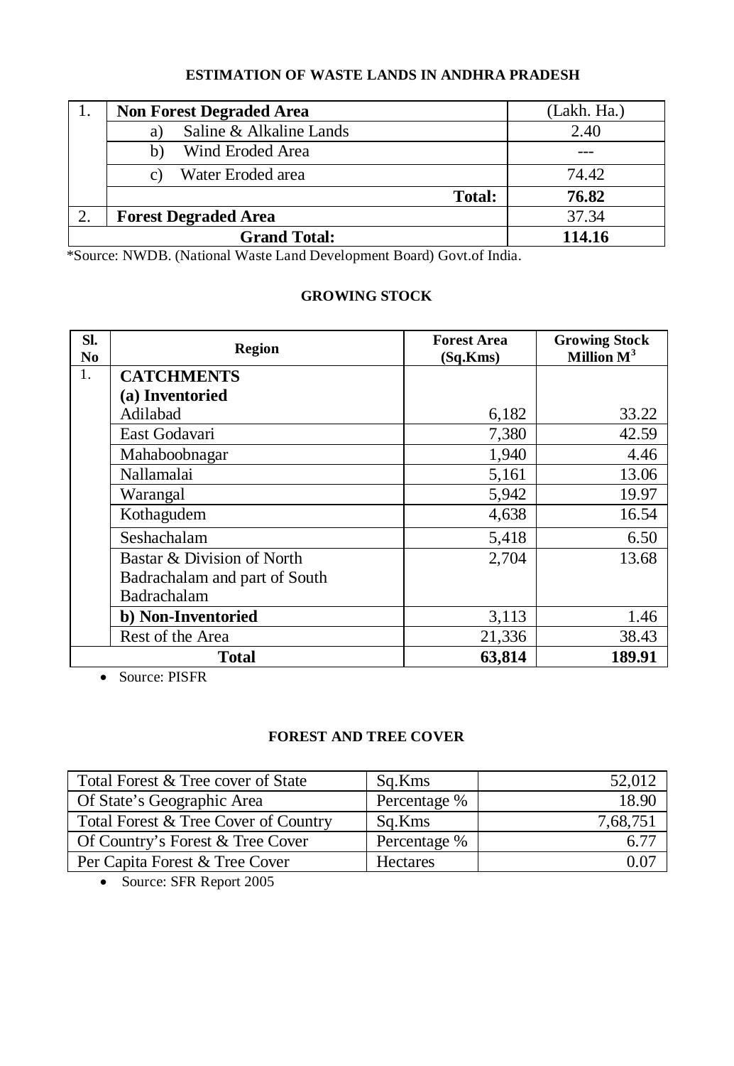## ESTIMATION OF WASTE LANDS IN ANDHRA PRADESH

| | | |
|---|---|---|
| 1. | **Non Forest Degraded Area** | (Lakh. Ha.) |
| | a) Saline & Alkaline Lands | 2.40 |
| | b) Wind Eroded Area | --- |
| | c) Water Eroded area | 74.42 |
| | **Total:** | **76.82** |
| 2. | **Forest Degraded Area** | 37.34 |
| | **Grand Total:** | **114.16** |

*Source: NWDB. (National Waste Land Development Board) Govt.of India.

## GROWING STOCK

| Sl. No | Region | Forest Area (Sq.Kms) | Growing Stock Million $M^3$ |
|---|---|---|---|
| 1. | **CATCHMENTS** | | |
| | **(a) Inventoried** | | |
| | Adilabad | 6,182 | 33.22 |
| | East Godavari | 7,380 | 42.59 |
| | Mahaboobnagar | 1,940 | 4.46 |
| | Nallamalai | 5,161 | 13.06 |
| | Warangal | 5,942 | 19.97 |
| | Kothagudem | 4,638 | 16.54 |
| | Seshachalam | 5,418 | 6.50 |
| | Bastar & Division of North Badrachalam and part of South Badrachalam | 2,704 | 13.68 |
| | **b) Non-Inventoried** | 3,113 | 1.46 |
| | Rest of the Area | 21,336 | 38.43 |
| | **Total** | **63,814** | **189.91** |

- Source: PISFR

## FOREST AND TREE COVER

| | | |
|---|---|---|
| Total Forest & Tree cover of State | Sq.Kms | 52,012 |
| Of State's Geographic Area | Percentage % | 18.90 |
| Total Forest & Tree Cover of Country | Sq.Kms | 7,68,751 |
| Of Country's Forest & Tree Cover | Percentage % | 6.77 |
| Per Capita Forest & Tree Cover | Hectares | 0.07 |

- Source: SFR Report 2005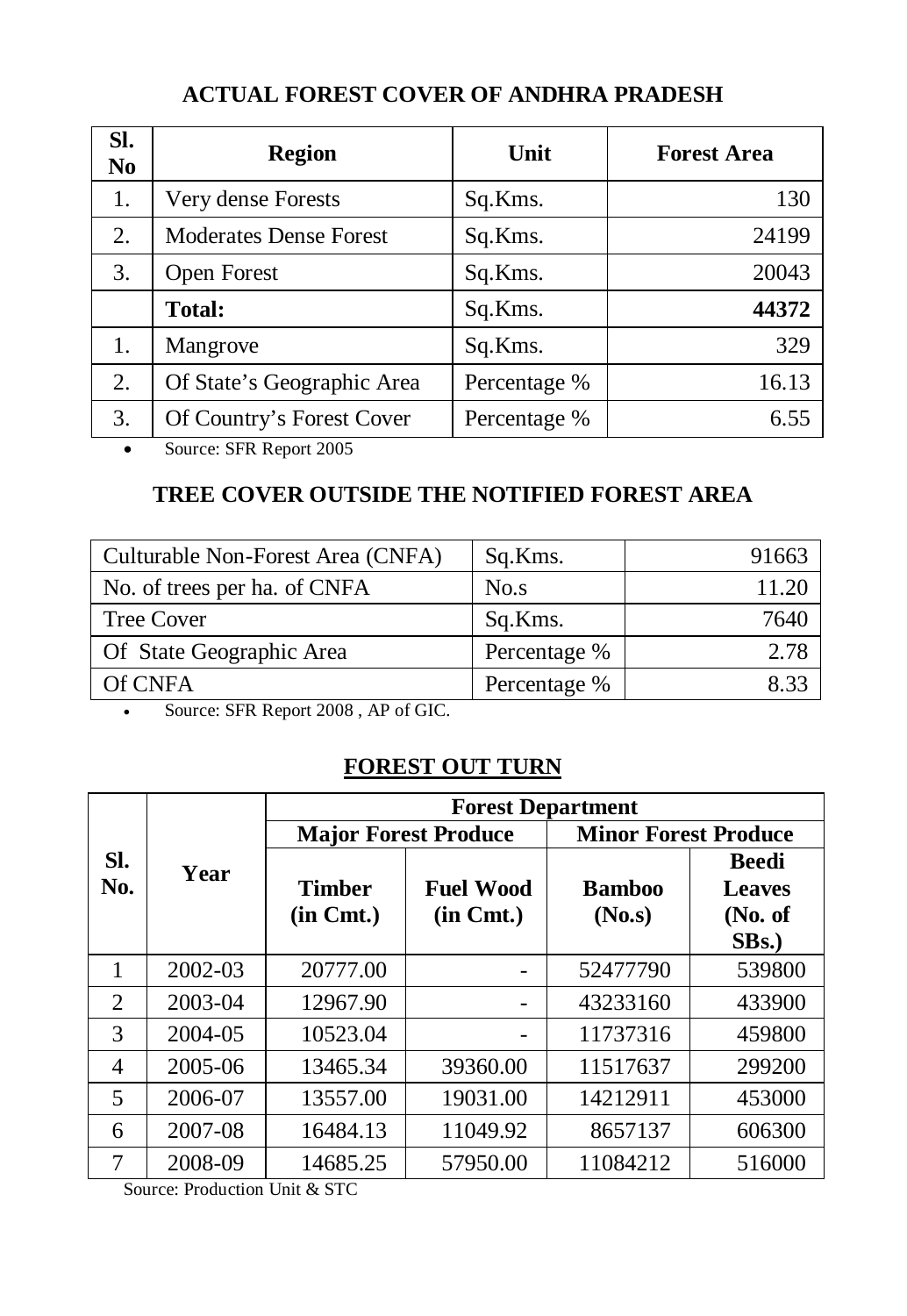## ACTUAL FOREST COVER OF ANDHRA PRADESH

| Sl. No | Region | Unit | Forest Area |
|---|---|---|---|
| 1. | Very dense Forests | Sq.Kms. | 130 |
| 2. | Moderates Dense Forest | Sq.Kms. | 24199 |
| 3. | Open Forest | Sq.Kms. | 20043 |
| | **Total:** | Sq.Kms. | **44372** |
| 1. | Mangrove | Sq.Kms. | 329 |
| 2. | Of State's Geographic Area | Percentage % | 16.13 |
| 3. | Of Country's Forest Cover | Percentage % | 6.55 |

- Source: SFR Report 2005

## TREE COVER OUTSIDE THE NOTIFIED FOREST AREA

| Item | Unit | Value |
|---|---|---|
| Culturable Non-Forest Area (CNFA) | Sq.Kms. | 91663 |
| No. of trees per ha. of CNFA | No.s | 11.20 |
| Tree Cover | Sq.Kms. | 7640 |
| Of State Geographic Area | Percentage % | 2.78 |
| Of CNFA | Percentage % | 8.33 |

- Source: SFR Report 2008 , AP of GIC.

## FOREST OUT TURN

| Sl. No. | Year | Forest Department | | | |
|---|---|---|---|---|---|
| | | Major Forest Produce | | Minor Forest Produce | |
| | | Timber (in Cmt.) | Fuel Wood (in Cmt.) | Bamboo (No.s) | Beedi Leaves (No. of SBs.) |
| 1 | 2002-03 | 20777.00 | - | 52477790 | 539800 |
| 2 | 2003-04 | 12967.90 | - | 43233160 | 433900 |
| 3 | 2004-05 | 10523.04 | - | 11737316 | 459800 |
| 4 | 2005-06 | 13465.34 | 39360.00 | 11517637 | 299200 |
| 5 | 2006-07 | 13557.00 | 19031.00 | 14212911 | 453000 |
| 6 | 2007-08 | 16484.13 | 11049.92 | 8657137 | 606300 |
| 7 | 2008-09 | 14685.25 | 57950.00 | 11084212 | 516000 |

Source: Production Unit & STC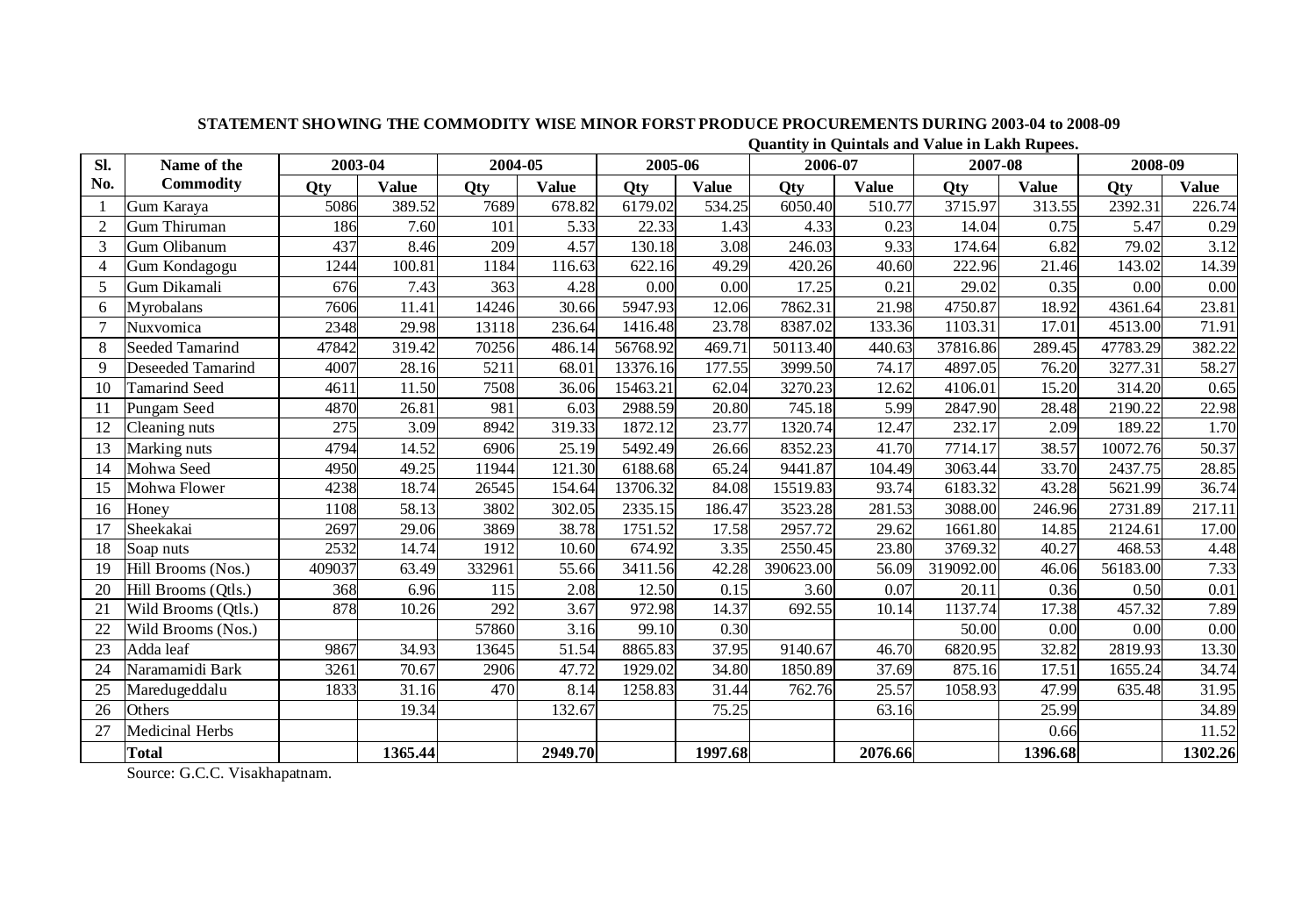**STATEMENT SHOWING THE COMMODITY WISE MINOR FORST PRODUCE PROCUREMENTS DURING 2003-04 to 2008-09**

**Quantity in Quintals and Value in Lakh Rupees.**

| Sl. No. | Name of the Commodity | 2003-04 | | 2004-05 | | 2005-06 | | 2006-07 | | 2007-08 | | 2008-09 | |
|---|---|---|---|---|---|---|---|---|---|---|---|---|---|
| | | Qty | Value | Qty | Value | Qty | Value | Qty | Value | Qty | Value | Qty | Value |
| 1 | Gum Karaya | 5086 | 389.52 | 7689 | 678.82 | 6179.02 | 534.25 | 6050.40 | 510.77 | 3715.97 | 313.55 | 2392.31 | 226.74 |
| 2 | Gum Thiruman | 186 | 7.60 | 101 | 5.33 | 22.33 | 1.43 | 4.33 | 0.23 | 14.04 | 0.75 | 5.47 | 0.29 |
| 3 | Gum Olibanum | 437 | 8.46 | 209 | 4.57 | 130.18 | 3.08 | 246.03 | 9.33 | 174.64 | 6.82 | 79.02 | 3.12 |
| 4 | Gum Kondagogu | 1244 | 100.81 | 1184 | 116.63 | 622.16 | 49.29 | 420.26 | 40.60 | 222.96 | 21.46 | 143.02 | 14.39 |
| 5 | Gum Dikamali | 676 | 7.43 | 363 | 4.28 | 0.00 | 0.00 | 17.25 | 0.21 | 29.02 | 0.35 | 0.00 | 0.00 |
| 6 | Myrobalans | 7606 | 11.41 | 14246 | 30.66 | 5947.93 | 12.06 | 7862.31 | 21.98 | 4750.87 | 18.92 | 4361.64 | 23.81 |
| 7 | Nuxvomica | 2348 | 29.98 | 13118 | 236.64 | 1416.48 | 23.78 | 8387.02 | 133.36 | 1103.31 | 17.01 | 4513.00 | 71.91 |
| 8 | Seeded Tamarind | 47842 | 319.42 | 70256 | 486.14 | 56768.92 | 469.71 | 50113.40 | 440.63 | 37816.86 | 289.45 | 47783.29 | 382.22 |
| 9 | Deseeded Tamarind | 4007 | 28.16 | 5211 | 68.01 | 13376.16 | 177.55 | 3999.50 | 74.17 | 4897.05 | 76.20 | 3277.31 | 58.27 |
| 10 | Tamarind Seed | 4611 | 11.50 | 7508 | 36.06 | 15463.21 | 62.04 | 3270.23 | 12.62 | 4106.01 | 15.20 | 314.20 | 0.65 |
| 11 | Pungam Seed | 4870 | 26.81 | 981 | 6.03 | 2988.59 | 20.80 | 745.18 | 5.99 | 2847.90 | 28.48 | 2190.22 | 22.98 |
| 12 | Cleaning nuts | 275 | 3.09 | 8942 | 319.33 | 1872.12 | 23.77 | 1320.74 | 12.47 | 232.17 | 2.09 | 189.22 | 1.70 |
| 13 | Marking nuts | 4794 | 14.52 | 6906 | 25.19 | 5492.49 | 26.66 | 8352.23 | 41.70 | 7714.17 | 38.57 | 10072.76 | 50.37 |
| 14 | Mohwa Seed | 4950 | 49.25 | 11944 | 121.30 | 6188.68 | 65.24 | 9441.87 | 104.49 | 3063.44 | 33.70 | 2437.75 | 28.85 |
| 15 | Mohwa Flower | 4238 | 18.74 | 26545 | 154.64 | 13706.32 | 84.08 | 15519.83 | 93.74 | 6183.32 | 43.28 | 5621.99 | 36.74 |
| 16 | Honey | 1108 | 58.13 | 3802 | 302.05 | 2335.15 | 186.47 | 3523.28 | 281.53 | 3088.00 | 246.96 | 2731.89 | 217.11 |
| 17 | Sheekakai | 2697 | 29.06 | 3869 | 38.78 | 1751.52 | 17.58 | 2957.72 | 29.62 | 1661.80 | 14.85 | 2124.61 | 17.00 |
| 18 | Soap nuts | 2532 | 14.74 | 1912 | 10.60 | 674.92 | 3.35 | 2550.45 | 23.80 | 3769.32 | 40.27 | 468.53 | 4.48 |
| 19 | Hill Brooms (Nos.) | 409037 | 63.49 | 332961 | 55.66 | 3411.56 | 42.28 | 390623.00 | 56.09 | 319092.00 | 46.06 | 56183.00 | 7.33 |
| 20 | Hill Brooms (Qtls.) | 368 | 6.96 | 115 | 2.08 | 12.50 | 0.15 | 3.60 | 0.07 | 20.11 | 0.36 | 0.50 | 0.01 |
| 21 | Wild Brooms (Qtls.) | 878 | 10.26 | 292 | 3.67 | 972.98 | 14.37 | 692.55 | 10.14 | 1137.74 | 17.38 | 457.32 | 7.89 |
| 22 | Wild Brooms (Nos.) | | | 57860 | 3.16 | 99.10 | 0.30 | | | 50.00 | 0.00 | 0.00 | 0.00 |
| 23 | Adda leaf | 9867 | 34.93 | 13645 | 51.54 | 8865.83 | 37.95 | 9140.67 | 46.70 | 6820.95 | 32.82 | 2819.93 | 13.30 |
| 24 | Naramamidi Bark | 3261 | 70.67 | 2906 | 47.72 | 1929.02 | 34.80 | 1850.89 | 37.69 | 875.16 | 17.51 | 1655.24 | 34.74 |
| 25 | Maredugeddalu | 1833 | 31.16 | 470 | 8.14 | 1258.83 | 31.44 | 762.76 | 25.57 | 1058.93 | 47.99 | 635.48 | 31.95 |
| 26 | Others | | 19.34 | | 132.67 | | 75.25 | | 63.16 | | 25.99 | | 34.89 |
| 27 | Medicinal Herbs | | | | | | | | | | 0.66 | | 11.52 |
| | **Total** | | **1365.44** | | **2949.70** | | **1997.68** | | **2076.66** | | **1396.68** | | **1302.26** |

Source: G.C.C. Visakhapatnam.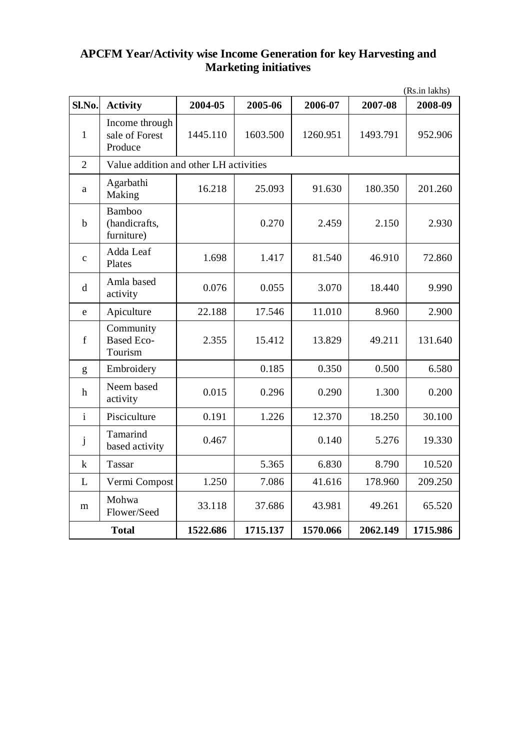**APCFM Year/Activity wise Income Generation for key Harvesting and Marketing initiatives**

(Rs.in lakhs)

| Sl.No. | Activity | 2004-05 | 2005-06 | 2006-07 | 2007-08 | 2008-09 |
|---|---|---|---|---|---|---|
| 1 | Income through sale of Forest Produce | 1445.110 | 1603.500 | 1260.951 | 1493.791 | 952.906 |
| 2 | Value addition and other LH activities | | | | | |
| a | Agarbathi Making | 16.218 | 25.093 | 91.630 | 180.350 | 201.260 |
| b | Bamboo (handicrafts, furniture) | | 0.270 | 2.459 | 2.150 | 2.930 |
| c | Adda Leaf Plates | 1.698 | 1.417 | 81.540 | 46.910 | 72.860 |
| d | Amla based activity | 0.076 | 0.055 | 3.070 | 18.440 | 9.990 |
| e | Apiculture | 22.188 | 17.546 | 11.010 | 8.960 | 2.900 |
| f | Community Based Eco-Tourism | 2.355 | 15.412 | 13.829 | 49.211 | 131.640 |
| g | Embroidery | | 0.185 | 0.350 | 0.500 | 6.580 |
| h | Neem based activity | 0.015 | 0.296 | 0.290 | 1.300 | 0.200 |
| i | Pisciculture | 0.191 | 1.226 | 12.370 | 18.250 | 30.100 |
| j | Tamarind based activity | 0.467 | | 0.140 | 5.276 | 19.330 |
| k | Tassar | | 5.365 | 6.830 | 8.790 | 10.520 |
| L | Vermi Compost | 1.250 | 7.086 | 41.616 | 178.960 | 209.250 |
| m | Mohwa Flower/Seed | 33.118 | 37.686 | 43.981 | 49.261 | 65.520 |
| **Total** | | **1522.686** | **1715.137** | **1570.066** | **2062.149** | **1715.986** |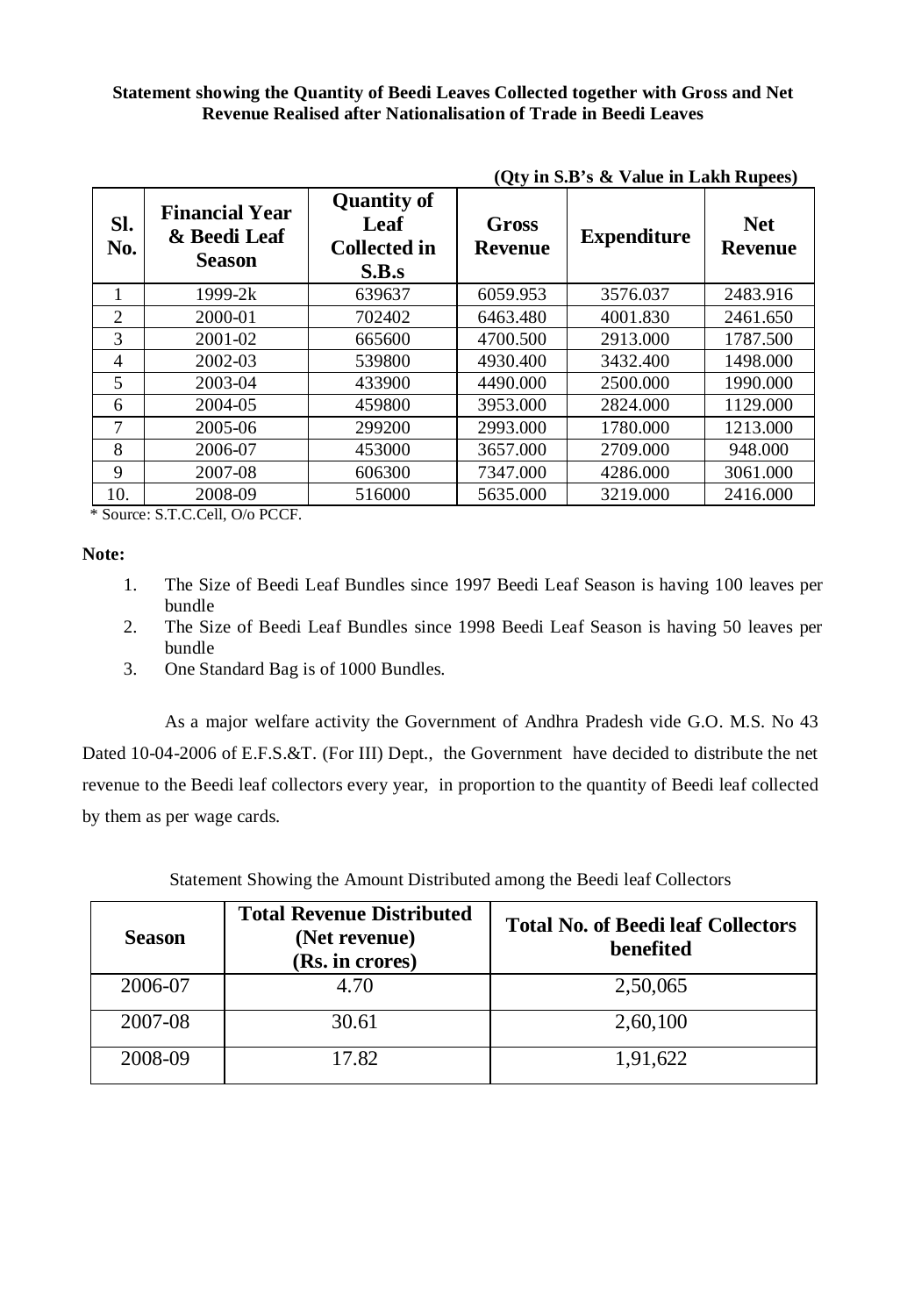**Statement showing the Quantity of Beedi Leaves Collected together with Gross and Net Revenue Realised after Nationalisation of Trade in Beedi Leaves**

**(Qty in S.B's & Value in Lakh Rupees)**

| Sl. No. | Financial Year & Beedi Leaf Season | Quantity of Leaf Collected in S.B.s | Gross Revenue | Expenditure | Net Revenue |
|---|---|---|---|---|---|
| 1 | 1999-2k | 639637 | 6059.953 | 3576.037 | 2483.916 |
| 2 | 2000-01 | 702402 | 6463.480 | 4001.830 | 2461.650 |
| 3 | 2001-02 | 665600 | 4700.500 | 2913.000 | 1787.500 |
| 4 | 2002-03 | 539800 | 4930.400 | 3432.400 | 1498.000 |
| 5 | 2003-04 | 433900 | 4490.000 | 2500.000 | 1990.000 |
| 6 | 2004-05 | 459800 | 3953.000 | 2824.000 | 1129.000 |
| 7 | 2005-06 | 299200 | 2993.000 | 1780.000 | 1213.000 |
| 8 | 2006-07 | 453000 | 3657.000 | 2709.000 | 948.000 |
| 9 | 2007-08 | 606300 | 7347.000 | 4286.000 | 3061.000 |
| 10. | 2008-09 | 516000 | 5635.000 | 3219.000 | 2416.000 |

\* Source: S.T.C.Cell, O/o PCCF.

**Note:**

1. The Size of Beedi Leaf Bundles since 1997 Beedi Leaf Season is having 100 leaves per bundle
2. The Size of Beedi Leaf Bundles since 1998 Beedi Leaf Season is having 50 leaves per bundle
3. One Standard Bag is of 1000 Bundles.

As a major welfare activity the Government of Andhra Pradesh vide G.O. M.S. No 43 Dated 10-04-2006 of E.F.S.&T. (For III) Dept., the Government have decided to distribute the net revenue to the Beedi leaf collectors every year, in proportion to the quantity of Beedi leaf collected by them as per wage cards.

Statement Showing the Amount Distributed among the Beedi leaf Collectors

| Season | Total Revenue Distributed (Net revenue) (Rs. in crores) | Total No. of Beedi leaf Collectors benefited |
|---|---|---|
| 2006-07 | 4.70 | 2,50,065 |
| 2007-08 | 30.61 | 2,60,100 |
| 2008-09 | 17.82 | 1,91,622 |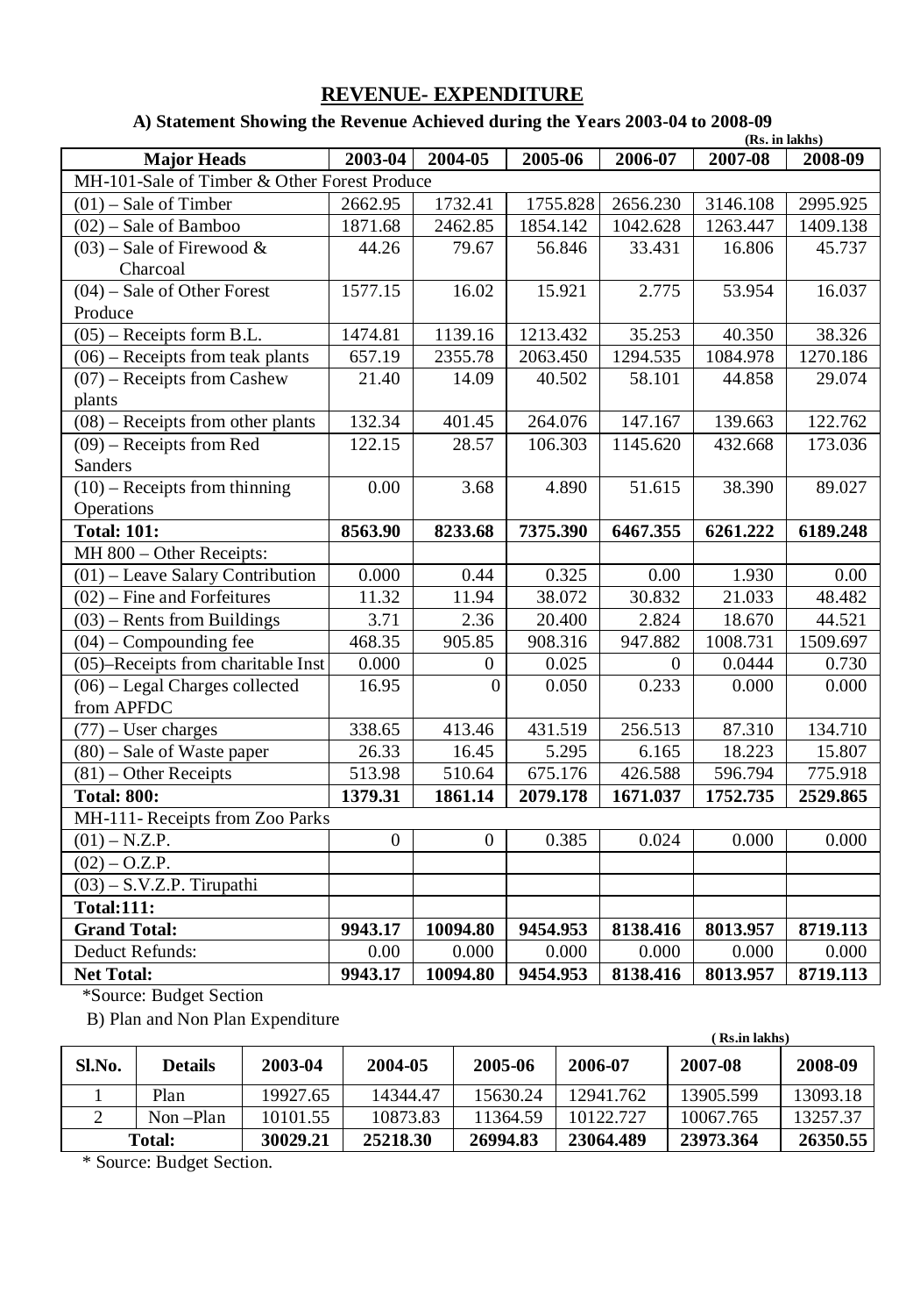# REVENUE- EXPENDITURE

### A) Statement Showing the Revenue Achieved during the Years 2003-04 to 2008-09

**(Rs. in lakhs)**

| Major Heads | 2003-04 | 2004-05 | 2005-06 | 2006-07 | 2007-08 | 2008-09 |
|---|---|---|---|---|---|---|
| MH-101-Sale of Timber & Other Forest Produce | | | | | | |
| (01) – Sale of Timber | 2662.95 | 1732.41 | 1755.828 | 2656.230 | 3146.108 | 2995.925 |
| (02) – Sale of Bamboo | 1871.68 | 2462.85 | 1854.142 | 1042.628 | 1263.447 | 1409.138 |
| (03) – Sale of Firewood & Charcoal | 44.26 | 79.67 | 56.846 | 33.431 | 16.806 | 45.737 |
| (04) – Sale of Other Forest Produce | 1577.15 | 16.02 | 15.921 | 2.775 | 53.954 | 16.037 |
| (05) – Receipts form B.L. | 1474.81 | 1139.16 | 1213.432 | 35.253 | 40.350 | 38.326 |
| (06) – Receipts from teak plants | 657.19 | 2355.78 | 2063.450 | 1294.535 | 1084.978 | 1270.186 |
| (07) – Receipts from Cashew plants | 21.40 | 14.09 | 40.502 | 58.101 | 44.858 | 29.074 |
| (08) – Receipts from other plants | 132.34 | 401.45 | 264.076 | 147.167 | 139.663 | 122.762 |
| (09) – Receipts from Red Sanders | 122.15 | 28.57 | 106.303 | 1145.620 | 432.668 | 173.036 |
| (10) – Receipts from thinning Operations | 0.00 | 3.68 | 4.890 | 51.615 | 38.390 | 89.027 |
| **Total: 101:** | **8563.90** | **8233.68** | **7375.390** | **6467.355** | **6261.222** | **6189.248** |
| MH 800 – Other Receipts: | | | | | | |
| (01) – Leave Salary Contribution | 0.000 | 0.44 | 0.325 | 0.00 | 1.930 | 0.00 |
| (02) – Fine and Forfeitures | 11.32 | 11.94 | 38.072 | 30.832 | 21.033 | 48.482 |
| (03) – Rents from Buildings | 3.71 | 2.36 | 20.400 | 2.824 | 18.670 | 44.521 |
| (04) – Compounding fee | 468.35 | 905.85 | 908.316 | 947.882 | 1008.731 | 1509.697 |
| (05)–Receipts from charitable Inst | 0.000 | 0 | 0.025 | 0 | 0.0444 | 0.730 |
| (06) – Legal Charges collected from APFDC | 16.95 | 0 | 0.050 | 0.233 | 0.000 | 0.000 |
| (77) – User charges | 338.65 | 413.46 | 431.519 | 256.513 | 87.310 | 134.710 |
| (80) – Sale of Waste paper | 26.33 | 16.45 | 5.295 | 6.165 | 18.223 | 15.807 |
| (81) – Other Receipts | 513.98 | 510.64 | 675.176 | 426.588 | 596.794 | 775.918 |
| **Total: 800:** | **1379.31** | **1861.14** | **2079.178** | **1671.037** | **1752.735** | **2529.865** |
| MH-111- Receipts from Zoo Parks | | | | | | |
| (01) – N.Z.P. | 0 | 0 | 0.385 | 0.024 | 0.000 | 0.000 |
| (02) – O.Z.P. | | | | | | |
| (03) – S.V.Z.P. Tirupathi | | | | | | |
| **Total:111:** | | | | | | |
| **Grand Total:** | **9943.17** | **10094.80** | **9454.953** | **8138.416** | **8013.957** | **8719.113** |
| Deduct Refunds: | 0.00 | 0.000 | 0.000 | 0.000 | 0.000 | 0.000 |
| **Net Total:** | **9943.17** | **10094.80** | **9454.953** | **8138.416** | **8013.957** | **8719.113** |

*Source: Budget Section

B) Plan and Non Plan Expenditure

**( Rs.in lakhs)**

| Sl.No. | Details | 2003-04 | 2004-05 | 2005-06 | 2006-07 | 2007-08 | 2008-09 |
|---|---|---|---|---|---|---|---|
| 1 | Plan | 19927.65 | 14344.47 | 15630.24 | 12941.762 | 13905.599 | 13093.18 |
| 2 | Non –Plan | 10101.55 | 10873.83 | 11364.59 | 10122.727 | 10067.765 | 13257.37 |
| **Total:** | | **30029.21** | **25218.30** | **26994.83** | **23064.489** | **23973.364** | **26350.55** |

* Source: Budget Section.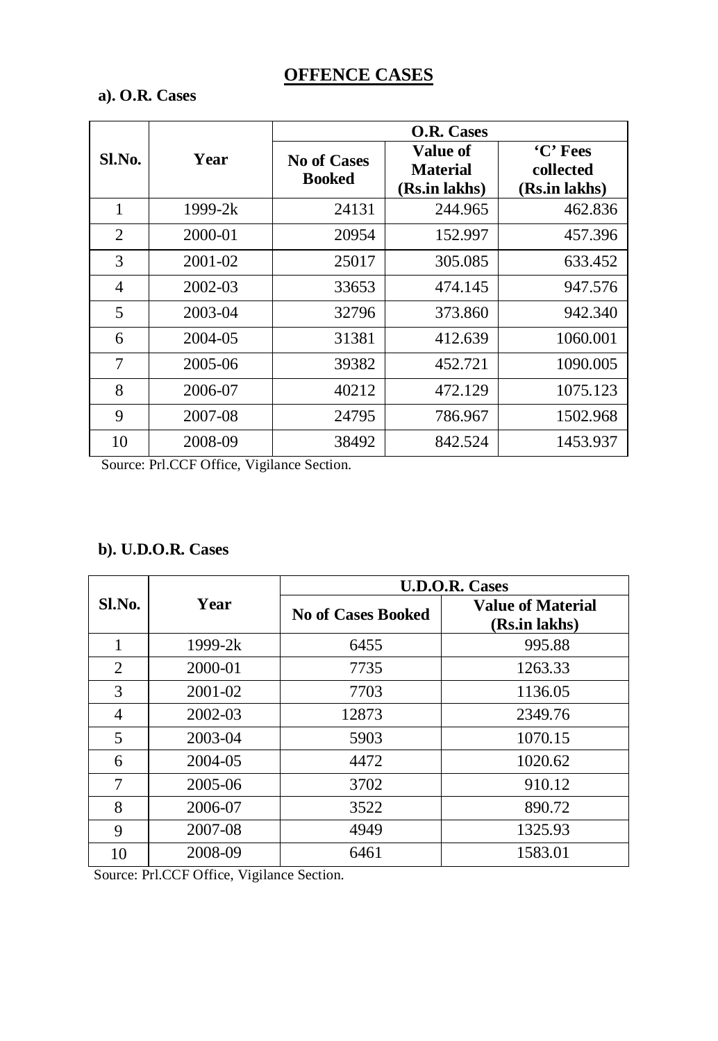# OFFENCE CASES

**a). O.R. Cases**

| Sl.No. | Year | O.R. Cases | | |
|---|---|---|---|---|
| | | No of Cases Booked | Value of Material (Rs.in lakhs) | 'C' Fees collected (Rs.in lakhs) |
| 1 | 1999-2k | 24131 | 244.965 | 462.836 |
| 2 | 2000-01 | 20954 | 152.997 | 457.396 |
| 3 | 2001-02 | 25017 | 305.085 | 633.452 |
| 4 | 2002-03 | 33653 | 474.145 | 947.576 |
| 5 | 2003-04 | 32796 | 373.860 | 942.340 |
| 6 | 2004-05 | 31381 | 412.639 | 1060.001 |
| 7 | 2005-06 | 39382 | 452.721 | 1090.005 |
| 8 | 2006-07 | 40212 | 472.129 | 1075.123 |
| 9 | 2007-08 | 24795 | 786.967 | 1502.968 |
| 10 | 2008-09 | 38492 | 842.524 | 1453.937 |

Source: Prl.CCF Office, Vigilance Section.

**b). U.D.O.R. Cases**

| Sl.No. | Year | U.D.O.R. Cases | |
|---|---|---|---|
| | | No of Cases Booked | Value of Material (Rs.in lakhs) |
| 1 | 1999-2k | 6455 | 995.88 |
| 2 | 2000-01 | 7735 | 1263.33 |
| 3 | 2001-02 | 7703 | 1136.05 |
| 4 | 2002-03 | 12873 | 2349.76 |
| 5 | 2003-04 | 5903 | 1070.15 |
| 6 | 2004-05 | 4472 | 1020.62 |
| 7 | 2005-06 | 3702 | 910.12 |
| 8 | 2006-07 | 3522 | 890.72 |
| 9 | 2007-08 | 4949 | 1325.93 |
| 10 | 2008-09 | 6461 | 1583.01 |

Source: Prl.CCF Office, Vigilance Section.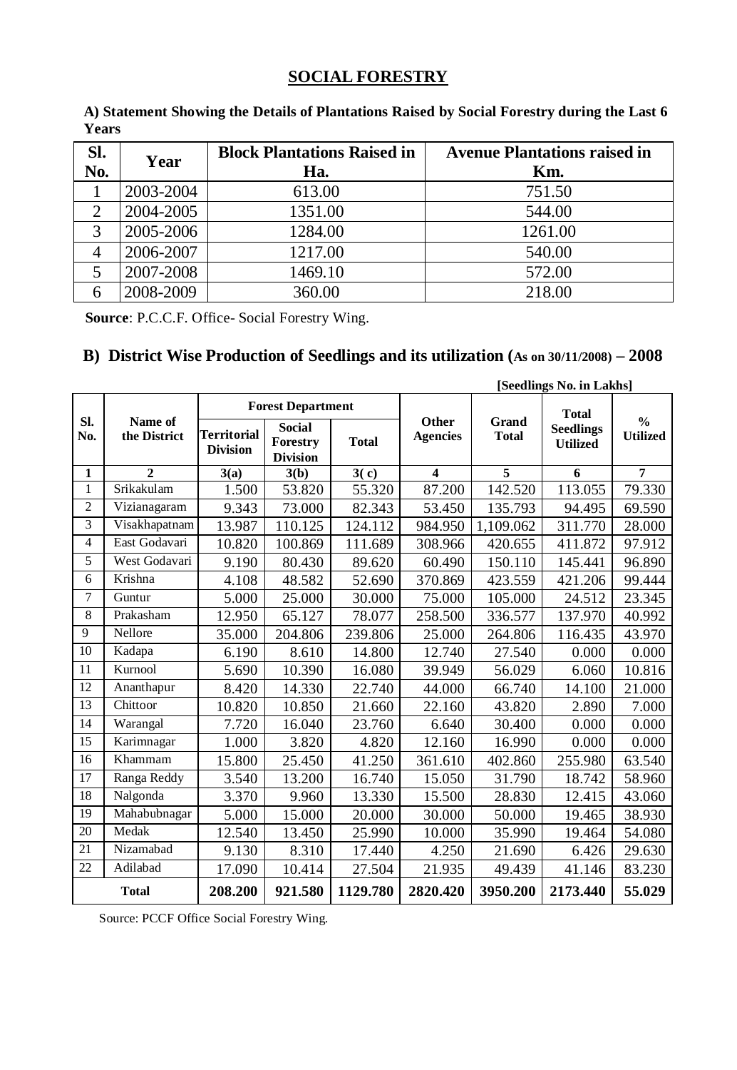# SOCIAL FORESTRY

**A) Statement Showing the Details of Plantations Raised by Social Forestry during the Last 6 Years**

| Sl. No. | Year | Block Plantations Raised in Ha. | Avenue Plantations raised in Km. |
|---|---|---|---|
| 1 | 2003-2004 | 613.00 | 751.50 |
| 2 | 2004-2005 | 1351.00 | 544.00 |
| 3 | 2005-2006 | 1284.00 | 1261.00 |
| 4 | 2006-2007 | 1217.00 | 540.00 |
| 5 | 2007-2008 | 1469.10 | 572.00 |
| 6 | 2008-2009 | 360.00 | 218.00 |

**Source**: P.C.C.F. Office- Social Forestry Wing.

## B) District Wise Production of Seedlings and its utilization (As on 30/11/2008) – 2008

**[Seedlings No. in Lakhs]**

| Sl. No. | Name of the District | Forest Department | | | Other Agencies | Grand Total | Total Seedlings Utilized | % Utilized |
|---|---|---|---|---|---|---|---|---|
| | | Territorial Division | Social Forestry Division | Total | | | | |
| 1 | 2 | 3(a) | 3(b) | 3( c) | 4 | 5 | 6 | 7 |
| 1 | Srikakulam | 1.500 | 53.820 | 55.320 | 87.200 | 142.520 | 113.055 | 79.330 |
| 2 | Vizianagaram | 9.343 | 73.000 | 82.343 | 53.450 | 135.793 | 94.495 | 69.590 |
| 3 | Visakhapatnam | 13.987 | 110.125 | 124.112 | 984.950 | 1,109.062 | 311.770 | 28.000 |
| 4 | East Godavari | 10.820 | 100.869 | 111.689 | 308.966 | 420.655 | 411.872 | 97.912 |
| 5 | West Godavari | 9.190 | 80.430 | 89.620 | 60.490 | 150.110 | 145.441 | 96.890 |
| 6 | Krishna | 4.108 | 48.582 | 52.690 | 370.869 | 423.559 | 421.206 | 99.444 |
| 7 | Guntur | 5.000 | 25.000 | 30.000 | 75.000 | 105.000 | 24.512 | 23.345 |
| 8 | Prakasham | 12.950 | 65.127 | 78.077 | 258.500 | 336.577 | 137.970 | 40.992 |
| 9 | Nellore | 35.000 | 204.806 | 239.806 | 25.000 | 264.806 | 116.435 | 43.970 |
| 10 | Kadapa | 6.190 | 8.610 | 14.800 | 12.740 | 27.540 | 0.000 | 0.000 |
| 11 | Kurnool | 5.690 | 10.390 | 16.080 | 39.949 | 56.029 | 6.060 | 10.816 |
| 12 | Ananthapur | 8.420 | 14.330 | 22.740 | 44.000 | 66.740 | 14.100 | 21.000 |
| 13 | Chittoor | 10.820 | 10.850 | 21.660 | 22.160 | 43.820 | 2.890 | 7.000 |
| 14 | Warangal | 7.720 | 16.040 | 23.760 | 6.640 | 30.400 | 0.000 | 0.000 |
| 15 | Karimnagar | 1.000 | 3.820 | 4.820 | 12.160 | 16.990 | 0.000 | 0.000 |
| 16 | Khammam | 15.800 | 25.450 | 41.250 | 361.610 | 402.860 | 255.980 | 63.540 |
| 17 | Ranga Reddy | 3.540 | 13.200 | 16.740 | 15.050 | 31.790 | 18.742 | 58.960 |
| 18 | Nalgonda | 3.370 | 9.960 | 13.330 | 15.500 | 28.830 | 12.415 | 43.060 |
| 19 | Mahabubnagar | 5.000 | 15.000 | 20.000 | 30.000 | 50.000 | 19.465 | 38.930 |
| 20 | Medak | 12.540 | 13.450 | 25.990 | 10.000 | 35.990 | 19.464 | 54.080 |
| 21 | Nizamabad | 9.130 | 8.310 | 17.440 | 4.250 | 21.690 | 6.426 | 29.630 |
| 22 | Adilabad | 17.090 | 10.414 | 27.504 | 21.935 | 49.439 | 41.146 | 83.230 |
| **Total** | | **208.200** | **921.580** | **1129.780** | **2820.420** | **3950.200** | **2173.440** | **55.029** |

Source: PCCF Office Social Forestry Wing.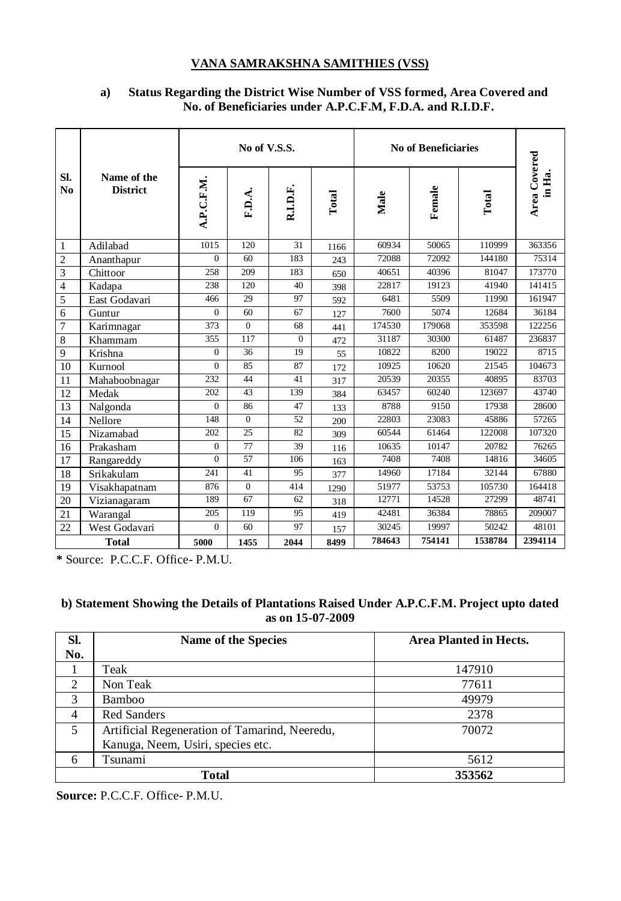## VANA SAMRAKSHNA SAMITHIES (VSS)

### a) Status Regarding the District Wise Number of VSS formed, Area Covered and No. of Beneficiaries under A.P.C.F.M, F.D.A. and R.I.D.F.

| Sl. No | Name of the District | No of V.S.S. | | | | No of Beneficiaries | | | Area Covered in Ha. |
|---|---|---|---|---|---|---|---|---|---|
| | | A.P.C.F.M. | F.D.A. | R.I.D.F. | Total | Male | Female | Total | |
| 1 | Adilabad | 1015 | 120 | 31 | 1166 | 60934 | 50065 | 110999 | 363356 |
| 2 | Ananthapur | 0 | 60 | 183 | 243 | 72088 | 72092 | 144180 | 75314 |
| 3 | Chittoor | 258 | 209 | 183 | 650 | 40651 | 40396 | 81047 | 173770 |
| 4 | Kadapa | 238 | 120 | 40 | 398 | 22817 | 19123 | 41940 | 141415 |
| 5 | East Godavari | 466 | 29 | 97 | 592 | 6481 | 5509 | 11990 | 161947 |
| 6 | Guntur | 0 | 60 | 67 | 127 | 7600 | 5074 | 12684 | 36184 |
| 7 | Karimnagar | 373 | 0 | 68 | 441 | 174530 | 179068 | 353598 | 122256 |
| 8 | Khammam | 355 | 117 | 0 | 472 | 31187 | 30300 | 61487 | 236837 |
| 9 | Krishna | 0 | 36 | 19 | 55 | 10822 | 8200 | 19022 | 8715 |
| 10 | Kurnool | 0 | 85 | 87 | 172 | 10925 | 10620 | 21545 | 104673 |
| 11 | Mahaboobnagar | 232 | 44 | 41 | 317 | 20539 | 20355 | 40895 | 83703 |
| 12 | Medak | 202 | 43 | 139 | 384 | 63457 | 60240 | 123697 | 43740 |
| 13 | Nalgonda | 0 | 86 | 47 | 133 | 8788 | 9150 | 17938 | 28600 |
| 14 | Nellore | 148 | 0 | 52 | 200 | 22803 | 23083 | 45886 | 57265 |
| 15 | Nizamabad | 202 | 25 | 82 | 309 | 60544 | 61464 | 122008 | 107320 |
| 16 | Prakasham | 0 | 77 | 39 | 116 | 10635 | 10147 | 20782 | 76265 |
| 17 | Rangareddy | 0 | 57 | 106 | 163 | 7408 | 7408 | 14816 | 34605 |
| 18 | Srikakulam | 241 | 41 | 95 | 377 | 14960 | 17184 | 32144 | 67880 |
| 19 | Visakhapatnam | 876 | 0 | 414 | 1290 | 51977 | 53753 | 105730 | 164418 |
| 20 | Vizianagaram | 189 | 67 | 62 | 318 | 12771 | 14528 | 27299 | 48741 |
| 21 | Warangal | 205 | 119 | 95 | 419 | 42481 | 36384 | 78865 | 209007 |
| 22 | West Godavari | 0 | 60 | 97 | 157 | 30245 | 19997 | 50242 | 48101 |
| **Total** | | **5000** | **1455** | **2044** | **8499** | **784643** | **754141** | **1538784** | **2394114** |

**\*** Source: P.C.C.F. Office- P.M.U.

### b) Statement Showing the Details of Plantations Raised Under A.P.C.F.M. Project upto dated as on 15-07-2009

| Sl. No. | Name of the Species | Area Planted in Hects. |
|---|---|---|
| 1 | Teak | 147910 |
| 2 | Non Teak | 77611 |
| 3 | Bamboo | 49979 |
| 4 | Red Sanders | 2378 |
| 5 | Artificial Regeneration of Tamarind, Neeredu, Kanuga, Neem, Usiri, species etc. | 70072 |
| 6 | Tsunami | 5612 |
| **Total** | | **353562** |

**Source:** P.C.C.F. Office- P.M.U.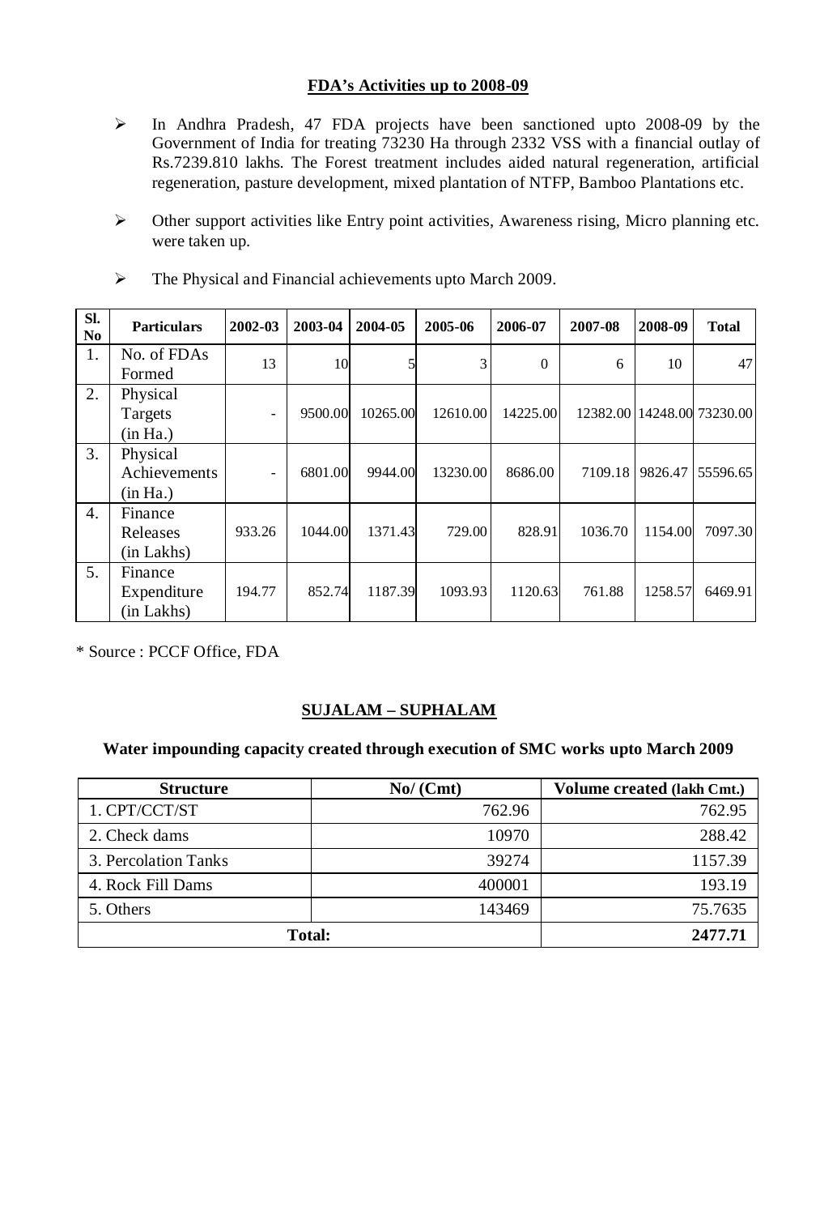## FDA's Activities up to 2008-09

- In Andhra Pradesh, 47 FDA projects have been sanctioned upto 2008-09 by the Government of India for treating 73230 Ha through 2332 VSS with a financial outlay of Rs.7239.810 lakhs. The Forest treatment includes aided natural regeneration, artificial regeneration, pasture development, mixed plantation of NTFP, Bamboo Plantations etc.
- Other support activities like Entry point activities, Awareness rising, Micro planning etc. were taken up.
- The Physical and Financial achievements upto March 2009.

| Sl. No | Particulars | 2002-03 | 2003-04 | 2004-05 | 2005-06 | 2006-07 | 2007-08 | 2008-09 | Total |
|---|---|---|---|---|---|---|---|---|---|
| 1. | No. of FDAs Formed | 13 | 10 | 5 | 3 | 0 | 6 | 10 | 47 |
| 2. | Physical Targets (in Ha.) | - | 9500.00 | 10265.00 | 12610.00 | 14225.00 | 12382.00 | 14248.00 | 73230.00 |
| 3. | Physical Achievements (in Ha.) | - | 6801.00 | 9944.00 | 13230.00 | 8686.00 | 7109.18 | 9826.47 | 55596.65 |
| 4. | Finance Releases (in Lakhs) | 933.26 | 1044.00 | 1371.43 | 729.00 | 828.91 | 1036.70 | 1154.00 | 7097.30 |
| 5. | Finance Expenditure (in Lakhs) | 194.77 | 852.74 | 1187.39 | 1093.93 | 1120.63 | 761.88 | 1258.57 | 6469.91 |

* Source : PCCF Office, FDA

## SUJALAM – SUPHALAM

### Water impounding capacity created through execution of SMC works upto March 2009

| Structure | No/ (Cmt) | Volume created (lakh Cmt.) |
|---|---|---|
| 1. CPT/CCT/ST | 762.96 | 762.95 |
| 2. Check dams | 10970 | 288.42 |
| 3. Percolation Tanks | 39274 | 1157.39 |
| 4. Rock Fill Dams | 400001 | 193.19 |
| 5. Others | 143469 | 75.7635 |
| **Total:** | | **2477.71** |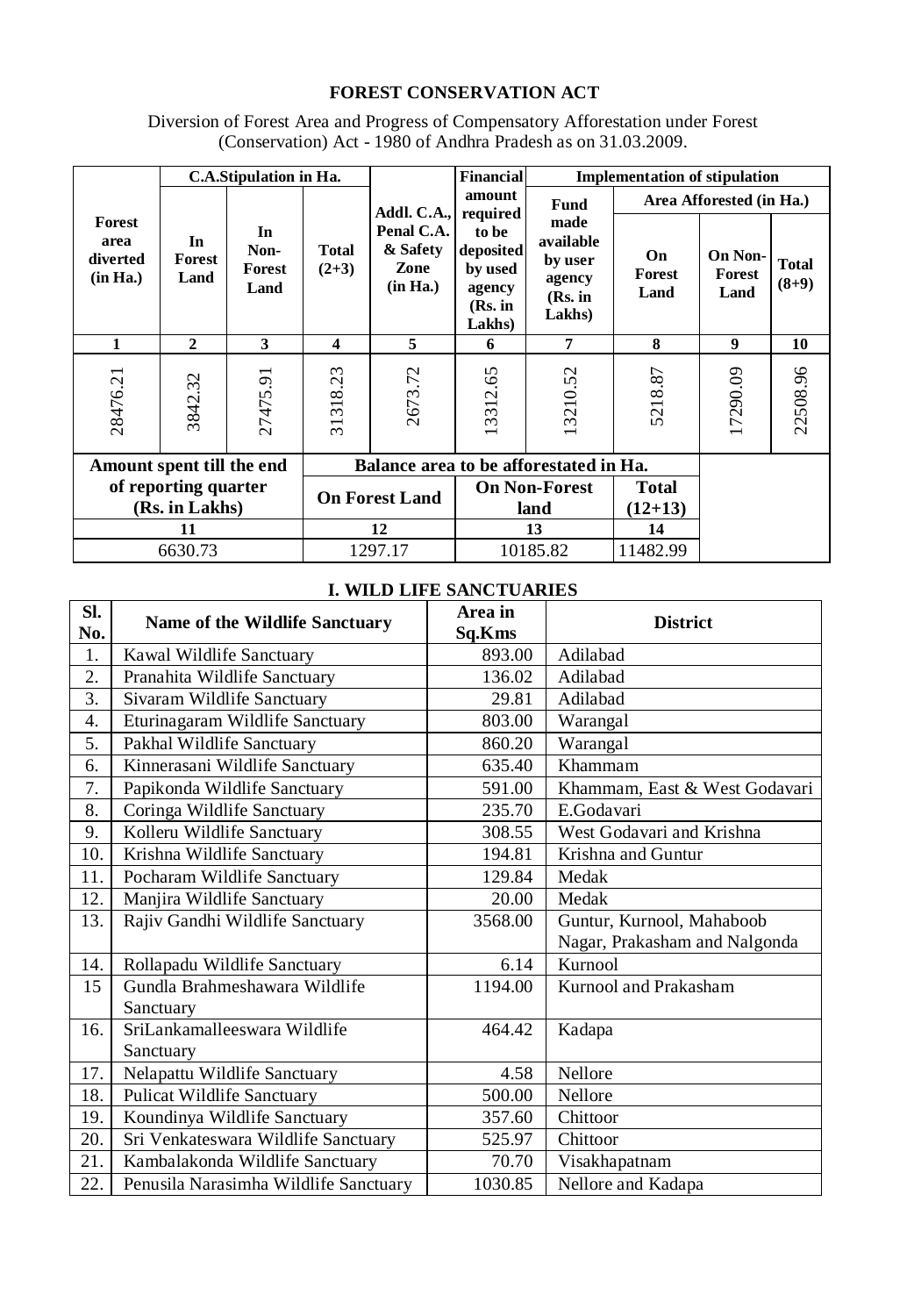## FOREST CONSERVATION ACT

Diversion of Forest Area and Progress of Compensatory Afforestation under Forest (Conservation) Act - 1980 of Andhra Pradesh as on 31.03.2009.

| Forest area diverted (in Ha.) | C.A.Stipulation in Ha. | | | Addl. C.A., Penal C.A. & Safety Zone (in Ha.) | Financial amount required to be deposited by used agency (Rs. in Lakhs) | Implementation of stipulation | | | |
|---|---|---|---|---|---|---|---|---|---|
| | In Forest Land | In Non-Forest Land | Total (2+3) | | | Fund made available by user agency (Rs. in Lakhs) | Area Afforested (in Ha.) | | |
| | | | | | | | On Forest Land | On Non-Forest Land | Total (8+9) |
| 1 | 2 | 3 | 4 | 5 | 6 | 7 | 8 | 9 | 10 |
| 28476.21 | 3842.32 | 27475.91 | 31318.23 | 2673.72 | 13312.65 | 13210.52 | 5218.87 | 17290.09 | 22508.96 |

| Amount spent till the end of reporting quarter (Rs. in Lakhs) | Balance area to be afforestated in Ha. | | |
|---|---|---|---|
| | On Forest Land | On Non-Forest land | Total (12+13) |
| 11 | 12 | 13 | 14 |
| 6630.73 | 1297.17 | 10185.82 | 11482.99 |

### I. WILD LIFE SANCTUARIES

| Sl. No. | Name of the Wildlife Sanctuary | Area in Sq.Kms | District |
|---|---|---|---|
| 1. | Kawal Wildlife Sanctuary | 893.00 | Adilabad |
| 2. | Pranahita Wildlife Sanctuary | 136.02 | Adilabad |
| 3. | Sivaram Wildlife Sanctuary | 29.81 | Adilabad |
| 4. | Eturinagaram Wildlife Sanctuary | 803.00 | Warangal |
| 5. | Pakhal Wildlife Sanctuary | 860.20 | Warangal |
| 6. | Kinnerasani Wildlife Sanctuary | 635.40 | Khammam |
| 7. | Papikonda Wildlife Sanctuary | 591.00 | Khammam, East & West Godavari |
| 8. | Coringa Wildlife Sanctuary | 235.70 | E.Godavari |
| 9. | Kolleru Wildlife Sanctuary | 308.55 | West Godavari and Krishna |
| 10. | Krishna Wildlife Sanctuary | 194.81 | Krishna and Guntur |
| 11. | Pocharam Wildlife Sanctuary | 129.84 | Medak |
| 12. | Manjira Wildlife Sanctuary | 20.00 | Medak |
| 13. | Rajiv Gandhi Wildlife Sanctuary | 3568.00 | Guntur, Kurnool, Mahaboob Nagar, Prakasham and Nalgonda |
| 14. | Rollapadu Wildlife Sanctuary | 6.14 | Kurnool |
| 15 | Gundla Brahmeshawara Wildlife Sanctuary | 1194.00 | Kurnool and Prakasham |
| 16. | SriLankamalleeswara Wildlife Sanctuary | 464.42 | Kadapa |
| 17. | Nelapattu Wildlife Sanctuary | 4.58 | Nellore |
| 18. | Pulicat Wildlife Sanctuary | 500.00 | Nellore |
| 19. | Koundinya Wildlife Sanctuary | 357.60 | Chittoor |
| 20. | Sri Venkateswara Wildlife Sanctuary | 525.97 | Chittoor |
| 21. | Kambalakonda Wildlife Sanctuary | 70.70 | Visakhapatnam |
| 22. | Penusila Narasimha Wildlife Sanctuary | 1030.85 | Nellore and Kadapa |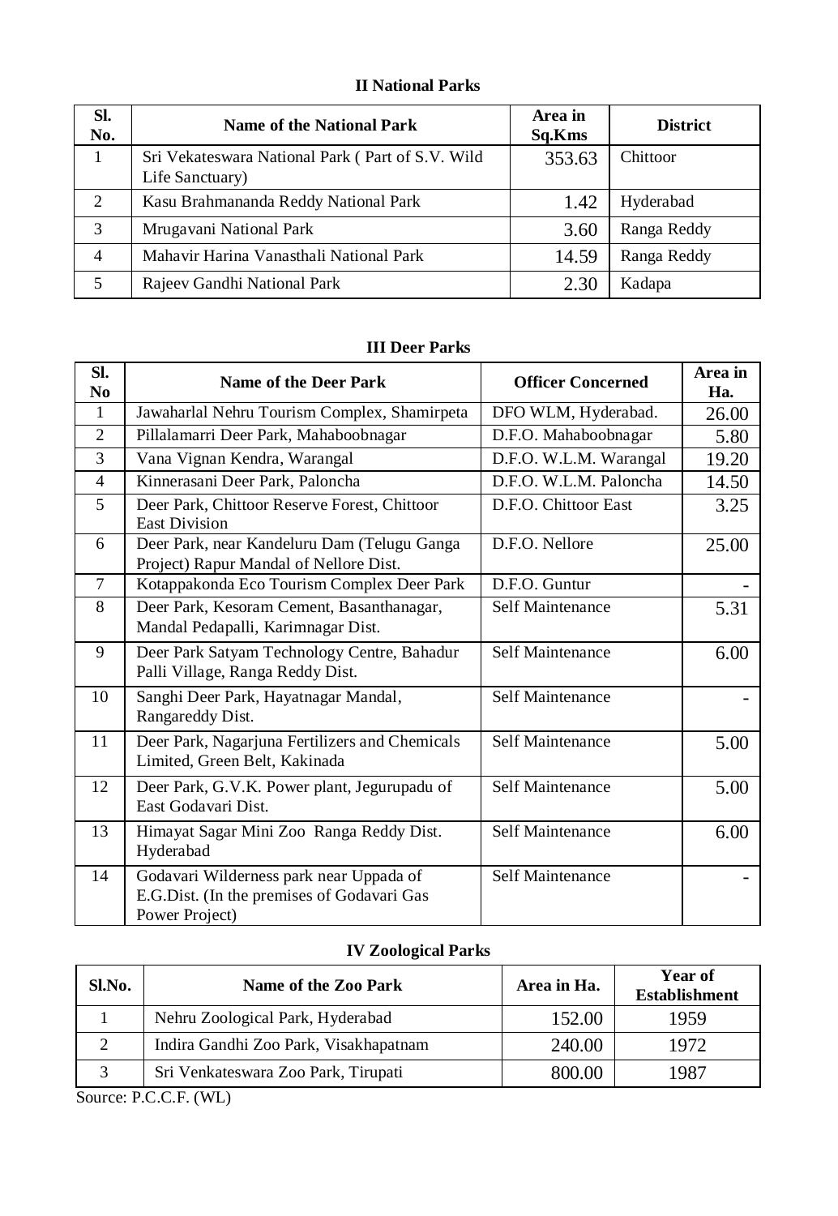### II National Parks

| Sl. No. | Name of the National Park | Area in Sq.Kms | District |
|---|---|---|---|
| 1 | Sri Vekateswara National Park ( Part of S.V. Wild Life Sanctuary) | 353.63 | Chittoor |
| 2 | Kasu Brahmananda Reddy National Park | 1.42 | Hyderabad |
| 3 | Mrugavani National Park | 3.60 | Ranga Reddy |
| 4 | Mahavir Harina Vanasthali National Park | 14.59 | Ranga Reddy |
| 5 | Rajeev Gandhi National Park | 2.30 | Kadapa |

### III Deer Parks

| Sl. No | Name of the Deer Park | Officer Concerned | Area in Ha. |
|---|---|---|---|
| 1 | Jawaharlal Nehru Tourism Complex, Shamirpeta | DFO WLM, Hyderabad. | 26.00 |
| 2 | Pillalamarri Deer Park, Mahaboobnagar | D.F.O. Mahaboobnagar | 5.80 |
| 3 | Vana Vignan Kendra, Warangal | D.F.O. W.L.M. Warangal | 19.20 |
| 4 | Kinnerasani Deer Park, Paloncha | D.F.O. W.L.M. Paloncha | 14.50 |
| 5 | Deer Park, Chittoor Reserve Forest, Chittoor East Division | D.F.O. Chittoor East | 3.25 |
| 6 | Deer Park, near Kandeluru Dam (Telugu Ganga Project) Rapur Mandal of Nellore Dist. | D.F.O. Nellore | 25.00 |
| 7 | Kotappakonda Eco Tourism Complex Deer Park | D.F.O. Guntur | - |
| 8 | Deer Park, Kesoram Cement, Basanthanagar, Mandal Pedapalli, Karimnagar Dist. | Self Maintenance | 5.31 |
| 9 | Deer Park Satyam Technology Centre, Bahadur Palli Village, Ranga Reddy Dist. | Self Maintenance | 6.00 |
| 10 | Sanghi Deer Park, Hayatnagar Mandal, Rangareddy Dist. | Self Maintenance | - |
| 11 | Deer Park, Nagarjuna Fertilizers and Chemicals Limited, Green Belt, Kakinada | Self Maintenance | 5.00 |
| 12 | Deer Park, G.V.K. Power plant, Jegurupadu of East Godavari Dist. | Self Maintenance | 5.00 |
| 13 | Himayat Sagar Mini Zoo Ranga Reddy Dist. Hyderabad | Self Maintenance | 6.00 |
| 14 | Godavari Wilderness park near Uppada of E.G.Dist. (In the premises of Godavari Gas Power Project) | Self Maintenance | - |

### IV Zoological Parks

| Sl.No. | Name of the Zoo Park | Area in Ha. | Year of Establishment |
|---|---|---|---|
| 1 | Nehru Zoological Park, Hyderabad | 152.00 | 1959 |
| 2 | Indira Gandhi Zoo Park, Visakhapatnam | 240.00 | 1972 |
| 3 | Sri Venkateswara Zoo Park, Tirupati | 800.00 | 1987 |

Source: P.C.C.F. (WL)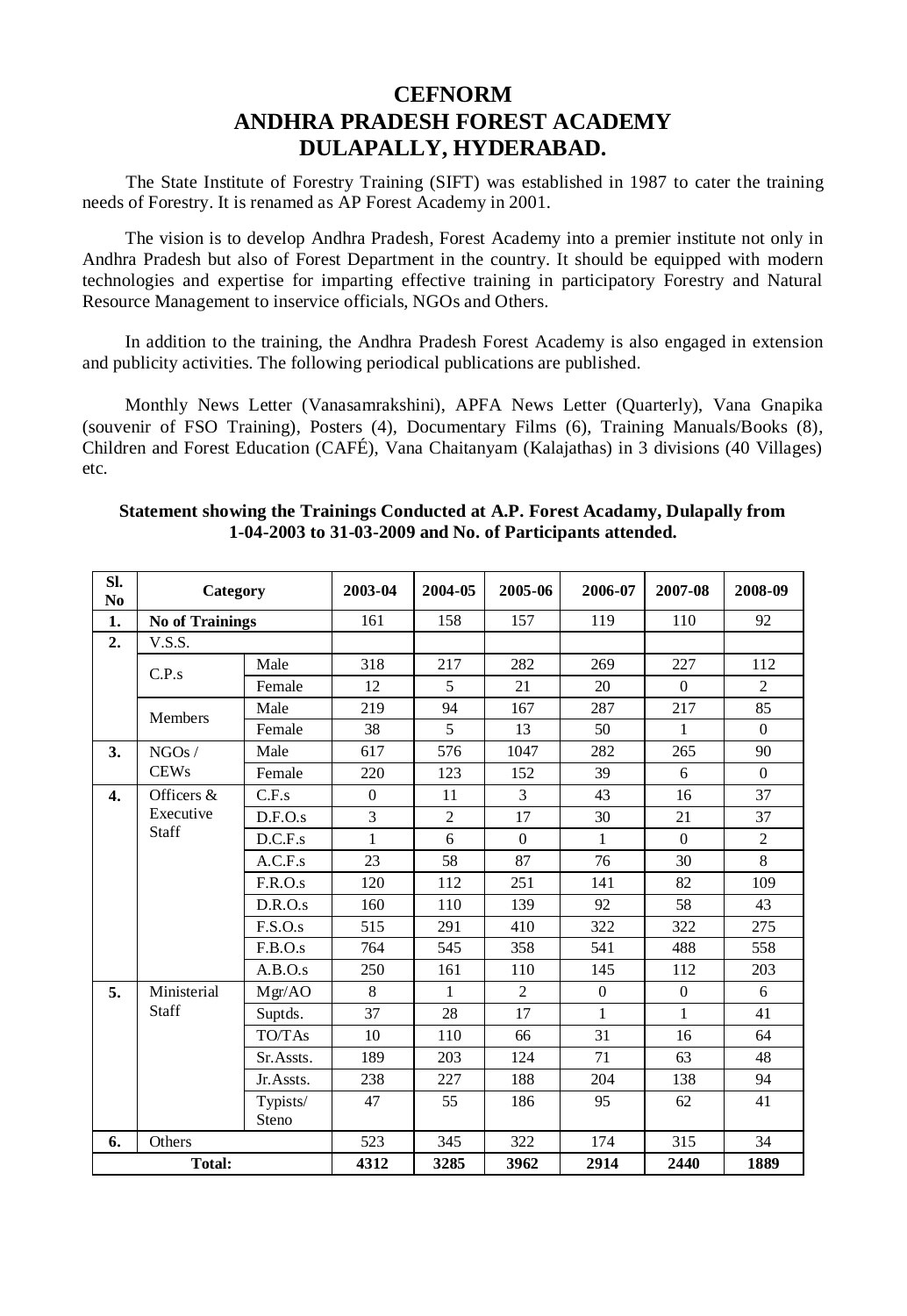# CEFNORM
# ANDHRA PRADESH FOREST ACADEMY
# DULAPALLY, HYDERABAD.

The State Institute of Forestry Training (SIFT) was established in 1987 to cater the training needs of Forestry. It is renamed as AP Forest Academy in 2001.

The vision is to develop Andhra Pradesh, Forest Academy into a premier institute not only in Andhra Pradesh but also of Forest Department in the country. It should be equipped with modern technologies and expertise for imparting effective training in participatory Forestry and Natural Resource Management to inservice officials, NGOs and Others.

In addition to the training, the Andhra Pradesh Forest Academy is also engaged in extension and publicity activities. The following periodical publications are published.

Monthly News Letter (Vanasamrakshini), APFA News Letter (Quarterly), Vana Gnapika (souvenir of FSO Training), Posters (4), Documentary Films (6), Training Manuals/Books (8), Children and Forest Education (CAFÉ), Vana Chaitanyam (Kalajathas) in 3 divisions (40 Villages) etc.

**Statement showing the Trainings Conducted at A.P. Forest Acadamy, Dulapally from 1-04-2003 to 31-03-2009 and No. of Participants attended.**

| Sl. No | Category | | 2003-04 | 2004-05 | 2005-06 | 2006-07 | 2007-08 | 2008-09 |
|---|---|---|---|---|---|---|---|---|
| **1.** | **No of Trainings** | | 161 | 158 | 157 | 119 | 110 | 92 |
| **2.** | V.S.S. | | | | | | | |
| | C.P.s | Male | 318 | 217 | 282 | 269 | 227 | 112 |
| | | Female | 12 | 5 | 21 | 20 | 0 | 2 |
| | Members | Male | 219 | 94 | 167 | 287 | 217 | 85 |
| | | Female | 38 | 5 | 13 | 50 | 1 | 0 |
| **3.** | NGOs / CEWs | Male | 617 | 576 | 1047 | 282 | 265 | 90 |
| | | Female | 220 | 123 | 152 | 39 | 6 | 0 |
| **4.** | Officers & Executive Staff | C.F.s | 0 | 11 | 3 | 43 | 16 | 37 |
| | | D.F.O.s | 3 | 2 | 17 | 30 | 21 | 37 |
| | | D.C.F.s | 1 | 6 | 0 | 1 | 0 | 2 |
| | | A.C.F.s | 23 | 58 | 87 | 76 | 30 | 8 |
| | | F.R.O.s | 120 | 112 | 251 | 141 | 82 | 109 |
| | | D.R.O.s | 160 | 110 | 139 | 92 | 58 | 43 |
| | | F.S.O.s | 515 | 291 | 410 | 322 | 322 | 275 |
| | | F.B.O.s | 764 | 545 | 358 | 541 | 488 | 558 |
| | | A.B.O.s | 250 | 161 | 110 | 145 | 112 | 203 |
| **5.** | Ministerial Staff | Mgr/AO | 8 | 1 | 2 | 0 | 0 | 6 |
| | | Suptds. | 37 | 28 | 17 | 1 | 1 | 41 |
| | | TO/TAs | 10 | 110 | 66 | 31 | 16 | 64 |
| | | Sr.Assts. | 189 | 203 | 124 | 71 | 63 | 48 |
| | | Jr.Assts. | 238 | 227 | 188 | 204 | 138 | 94 |
| | | Typists/ Steno | 47 | 55 | 186 | 95 | 62 | 41 |
| **6.** | Others | | 523 | 345 | 322 | 174 | 315 | 34 |
| **Total:** | | | **4312** | **3285** | **3962** | **2914** | **2440** | **1889** |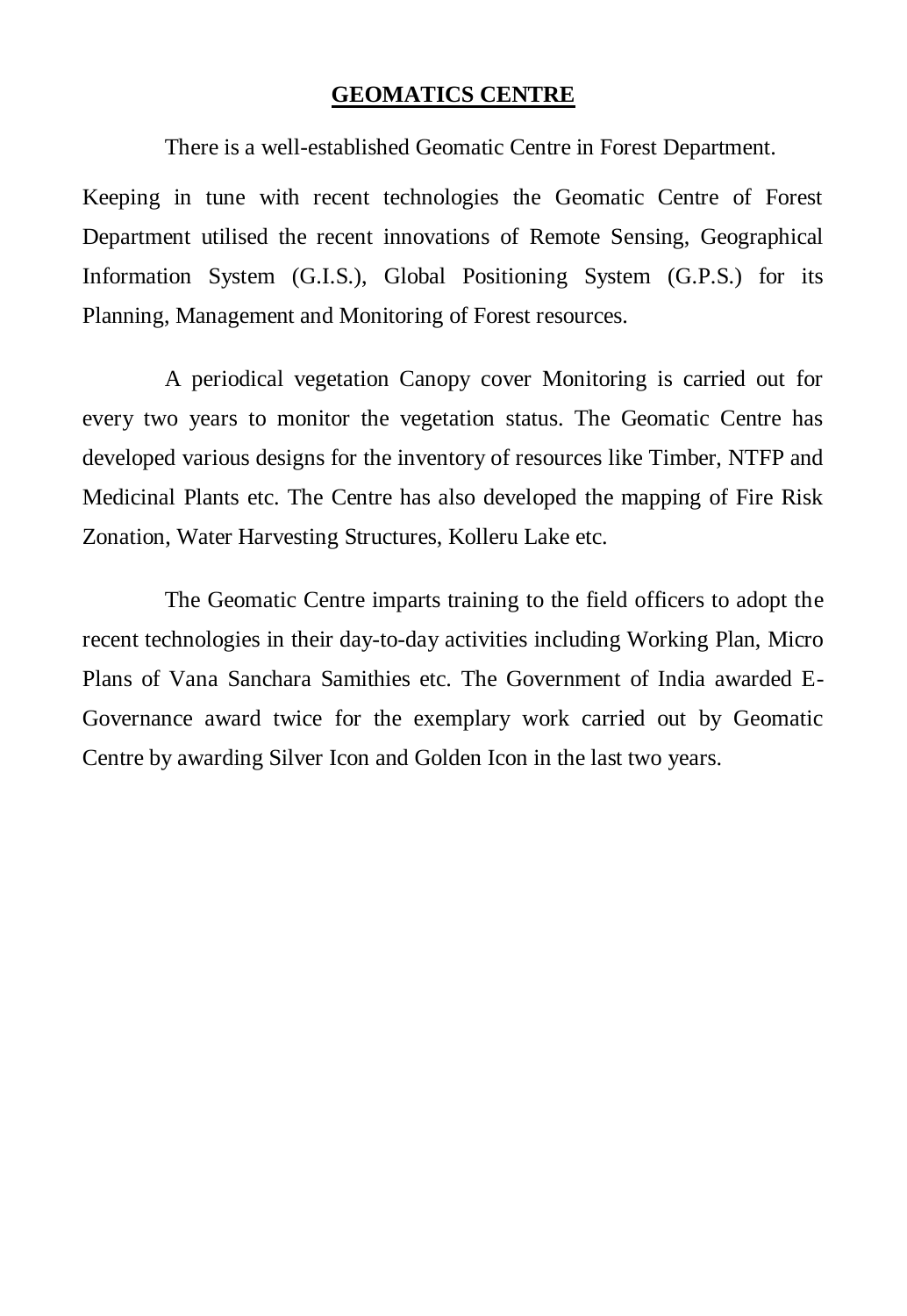# GEOMATICS CENTRE

There is a well-established Geomatic Centre in Forest Department.

Keeping in tune with recent technologies the Geomatic Centre of Forest Department utilised the recent innovations of Remote Sensing, Geographical Information System (G.I.S.), Global Positioning System (G.P.S.) for its Planning, Management and Monitoring of Forest resources.

A periodical vegetation Canopy cover Monitoring is carried out for every two years to monitor the vegetation status. The Geomatic Centre has developed various designs for the inventory of resources like Timber, NTFP and Medicinal Plants etc. The Centre has also developed the mapping of Fire Risk Zonation, Water Harvesting Structures, Kolleru Lake etc.

The Geomatic Centre imparts training to the field officers to adopt the recent technologies in their day-to-day activities including Working Plan, Micro Plans of Vana Sanchara Samithies etc. The Government of India awarded E-Governance award twice for the exemplary work carried out by Geomatic Centre by awarding Silver Icon and Golden Icon in the last two years.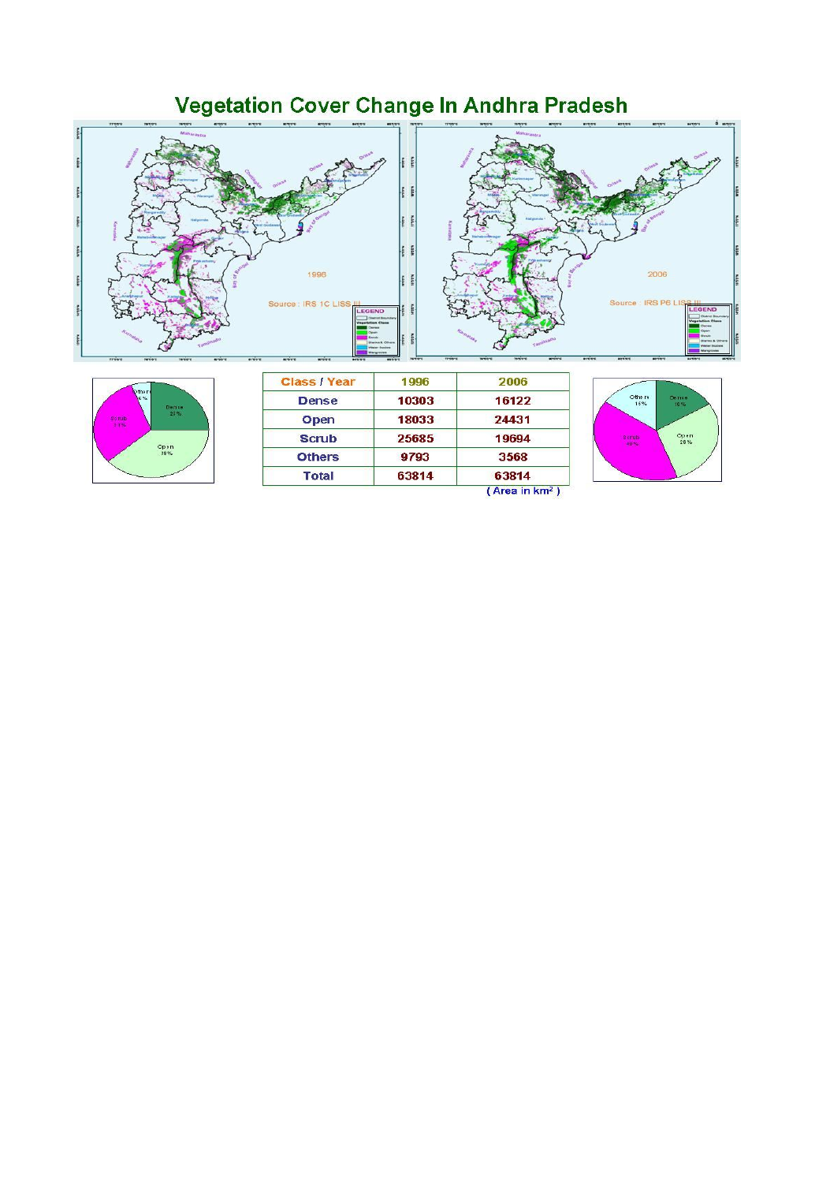# Vegetation Cover Change In Andhra Pradesh

| Class / Year | 1996 | 2006 |
|---|---|---|
| Dense | 10303 | 16122 |
| Open | 18033 | 24431 |
| Scrub | 25685 | 19694 |
| Others | 9793 | 3568 |
| Total | 63814 | 63814 |

( Area in km² )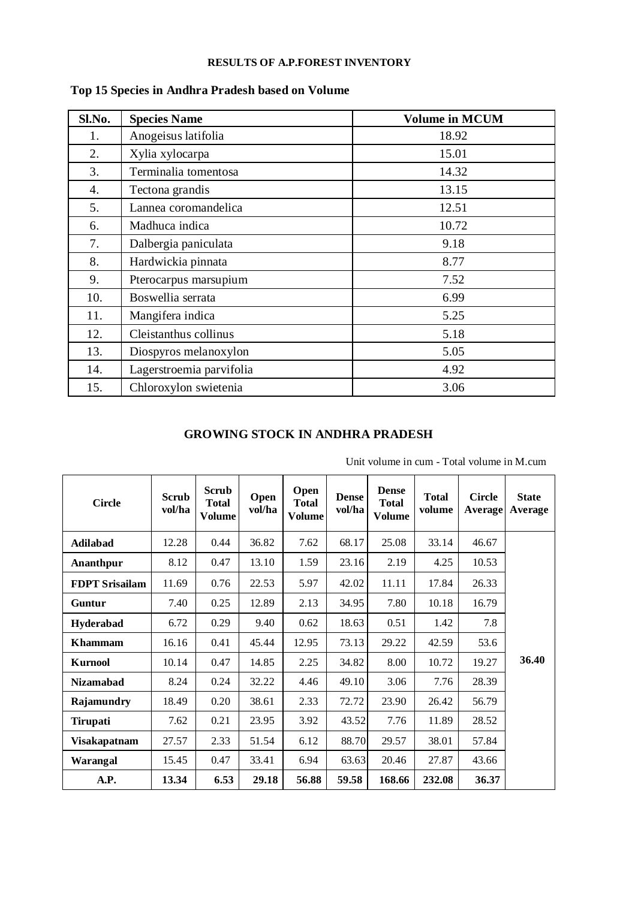**RESULTS OF A.P.FOREST INVENTORY**

## Top 15 Species in Andhra Pradesh based on Volume

| Sl.No. | Species Name | Volume in MCUM |
|---|---|---|
| 1. | Anogeisus latifolia | 18.92 |
| 2. | Xylia xylocarpa | 15.01 |
| 3. | Terminalia tomentosa | 14.32 |
| 4. | Tectona grandis | 13.15 |
| 5. | Lannea coromandelica | 12.51 |
| 6. | Madhuca indica | 10.72 |
| 7. | Dalbergia paniculata | 9.18 |
| 8. | Hardwickia pinnata | 8.77 |
| 9. | Pterocarpus marsupium | 7.52 |
| 10. | Boswellia serrata | 6.99 |
| 11. | Mangifera indica | 5.25 |
| 12. | Cleistanthus collinus | 5.18 |
| 13. | Diospyros melanoxylon | 5.05 |
| 14. | Lagerstroemia parvifolia | 4.92 |
| 15. | Chloroxylon swietenia | 3.06 |

## GROWING STOCK IN ANDHRA PRADESH

Unit volume in cum - Total volume in M.cum

| Circle | Scrub vol/ha | Scrub Total Volume | Open vol/ha | Open Total Volume | Dense vol/ha | Dense Total Volume | Total volume | Circle Average | State Average |
|---|---|---|---|---|---|---|---|---|---|
| **Adilabad** | 12.28 | 0.44 | 36.82 | 7.62 | 68.17 | 25.08 | 33.14 | 46.67 | **36.40** |
| **Ananthpur** | 8.12 | 0.47 | 13.10 | 1.59 | 23.16 | 2.19 | 4.25 | 10.53 | |
| **FDPT Srisailam** | 11.69 | 0.76 | 22.53 | 5.97 | 42.02 | 11.11 | 17.84 | 26.33 | |
| **Guntur** | 7.40 | 0.25 | 12.89 | 2.13 | 34.95 | 7.80 | 10.18 | 16.79 | |
| **Hyderabad** | 6.72 | 0.29 | 9.40 | 0.62 | 18.63 | 0.51 | 1.42 | 7.8 | |
| **Khammam** | 16.16 | 0.41 | 45.44 | 12.95 | 73.13 | 29.22 | 42.59 | 53.6 | |
| **Kurnool** | 10.14 | 0.47 | 14.85 | 2.25 | 34.82 | 8.00 | 10.72 | 19.27 | |
| **Nizamabad** | 8.24 | 0.24 | 32.22 | 4.46 | 49.10 | 3.06 | 7.76 | 28.39 | |
| **Rajamundry** | 18.49 | 0.20 | 38.61 | 2.33 | 72.72 | 23.90 | 26.42 | 56.79 | |
| **Tirupati** | 7.62 | 0.21 | 23.95 | 3.92 | 43.52 | 7.76 | 11.89 | 28.52 | |
| **Visakapatnam** | 27.57 | 2.33 | 51.54 | 6.12 | 88.70 | 29.57 | 38.01 | 57.84 | |
| **Warangal** | 15.45 | 0.47 | 33.41 | 6.94 | 63.63 | 20.46 | 27.87 | 43.66 | |
| **A.P.** | **13.34** | **6.53** | **29.18** | **56.88** | **59.58** | **168.66** | **232.08** | **36.37** | |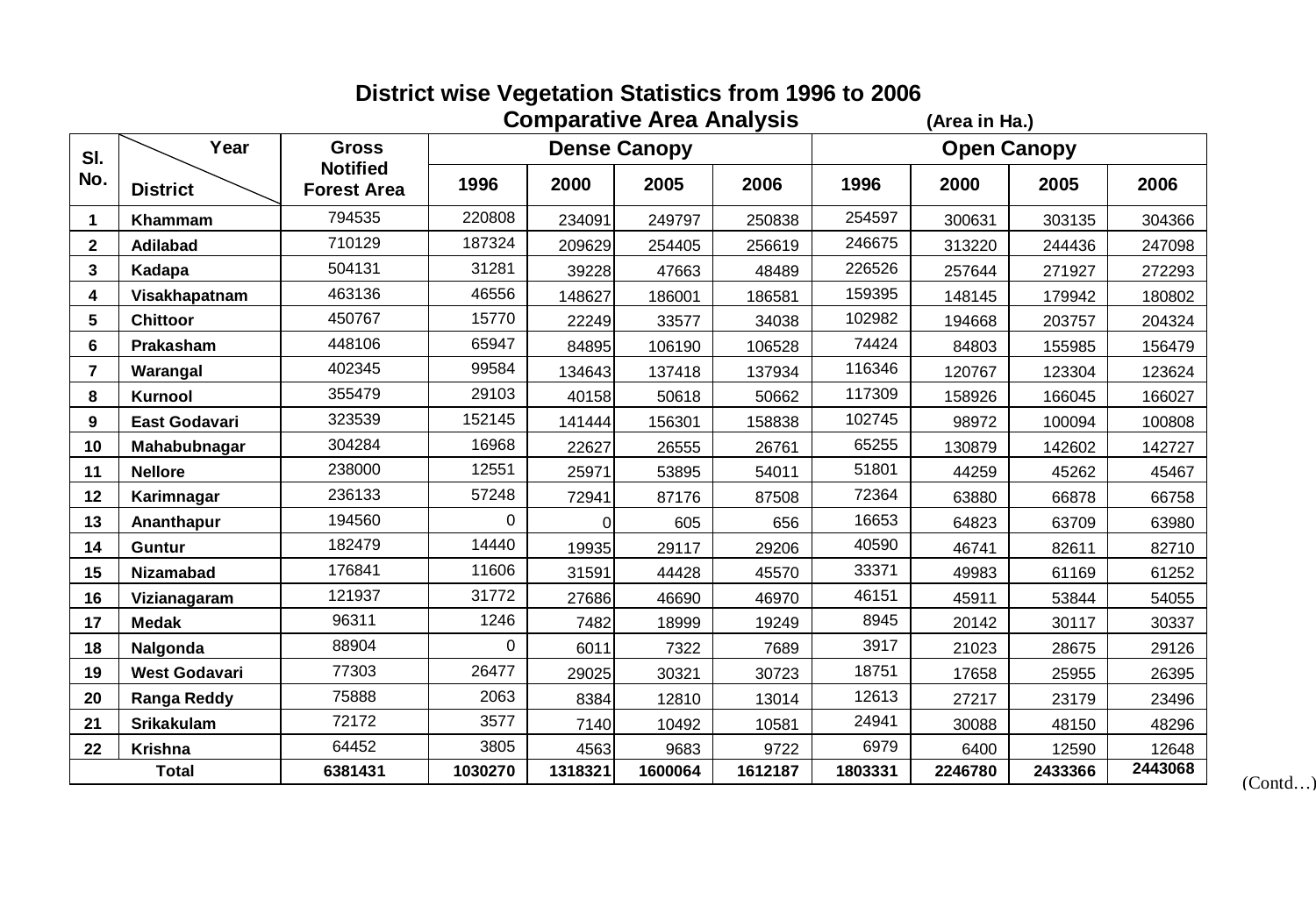# District wise Vegetation Statistics from 1996 to 2006

## Comparative Area Analysis

(Area in Ha.)

| Sl. No. | Year / District | Gross Notified Forest Area | Dense Canopy | | | | Open Canopy | | | |
|---|---|---|---|---|---|---|---|---|---|---|
| | | | 1996 | 2000 | 2005 | 2006 | 1996 | 2000 | 2005 | 2006 |
| 1 | Khammam | 794535 | 220808 | 234091 | 249797 | 250838 | 254597 | 300631 | 303135 | 304366 |
| 2 | Adilabad | 710129 | 187324 | 209629 | 254405 | 256619 | 246675 | 313220 | 244436 | 247098 |
| 3 | Kadapa | 504131 | 31281 | 39228 | 47663 | 48489 | 226526 | 257644 | 271927 | 272293 |
| 4 | Visakhapatnam | 463136 | 46556 | 148627 | 186001 | 186581 | 159395 | 148145 | 179942 | 180802 |
| 5 | Chittoor | 450767 | 15770 | 22249 | 33577 | 34038 | 102982 | 194668 | 203757 | 204324 |
| 6 | Prakasham | 448106 | 65947 | 84895 | 106190 | 106528 | 74424 | 84803 | 155985 | 156479 |
| 7 | Warangal | 402345 | 99584 | 134643 | 137418 | 137934 | 116346 | 120767 | 123304 | 123624 |
| 8 | Kurnool | 355479 | 29103 | 40158 | 50618 | 50662 | 117309 | 158926 | 166045 | 166027 |
| 9 | East Godavari | 323539 | 152145 | 141444 | 156301 | 158838 | 102745 | 98972 | 100094 | 100808 |
| 10 | Mahabubnagar | 304284 | 16968 | 22627 | 26555 | 26761 | 65255 | 130879 | 142602 | 142727 |
| 11 | Nellore | 238000 | 12551 | 25971 | 53895 | 54011 | 51801 | 44259 | 45262 | 45467 |
| 12 | Karimnagar | 236133 | 57248 | 72941 | 87176 | 87508 | 72364 | 63880 | 66878 | 66758 |
| 13 | Ananthapur | 194560 | 0 | 0 | 605 | 656 | 16653 | 64823 | 63709 | 63980 |
| 14 | Guntur | 182479 | 14440 | 19935 | 29117 | 29206 | 40590 | 46741 | 82611 | 82710 |
| 15 | Nizamabad | 176841 | 11606 | 31591 | 44428 | 45570 | 33371 | 49983 | 61169 | 61252 |
| 16 | Vizianagaram | 121937 | 31772 | 27686 | 46690 | 46970 | 46151 | 45911 | 53844 | 54055 |
| 17 | Medak | 96311 | 1246 | 7482 | 18999 | 19249 | 8945 | 20142 | 30117 | 30337 |
| 18 | Nalgonda | 88904 | 0 | 6011 | 7322 | 7689 | 3917 | 21023 | 28675 | 29126 |
| 19 | West Godavari | 77303 | 26477 | 29025 | 30321 | 30723 | 18751 | 17658 | 25955 | 26395 |
| 20 | Ranga Reddy | 75888 | 2063 | 8384 | 12810 | 13014 | 12613 | 27217 | 23179 | 23496 |
| 21 | Srikakulam | 72172 | 3577 | 7140 | 10492 | 10581 | 24941 | 30088 | 48150 | 48296 |
| 22 | Krishna | 64452 | 3805 | 4563 | 9683 | 9722 | 6979 | 6400 | 12590 | 12648 |
| **Total** | | **6381431** | **1030270** | **1318321** | **1600064** | **1612187** | **1803331** | **2246780** | **2433366** | **2443068** |

(Contd…)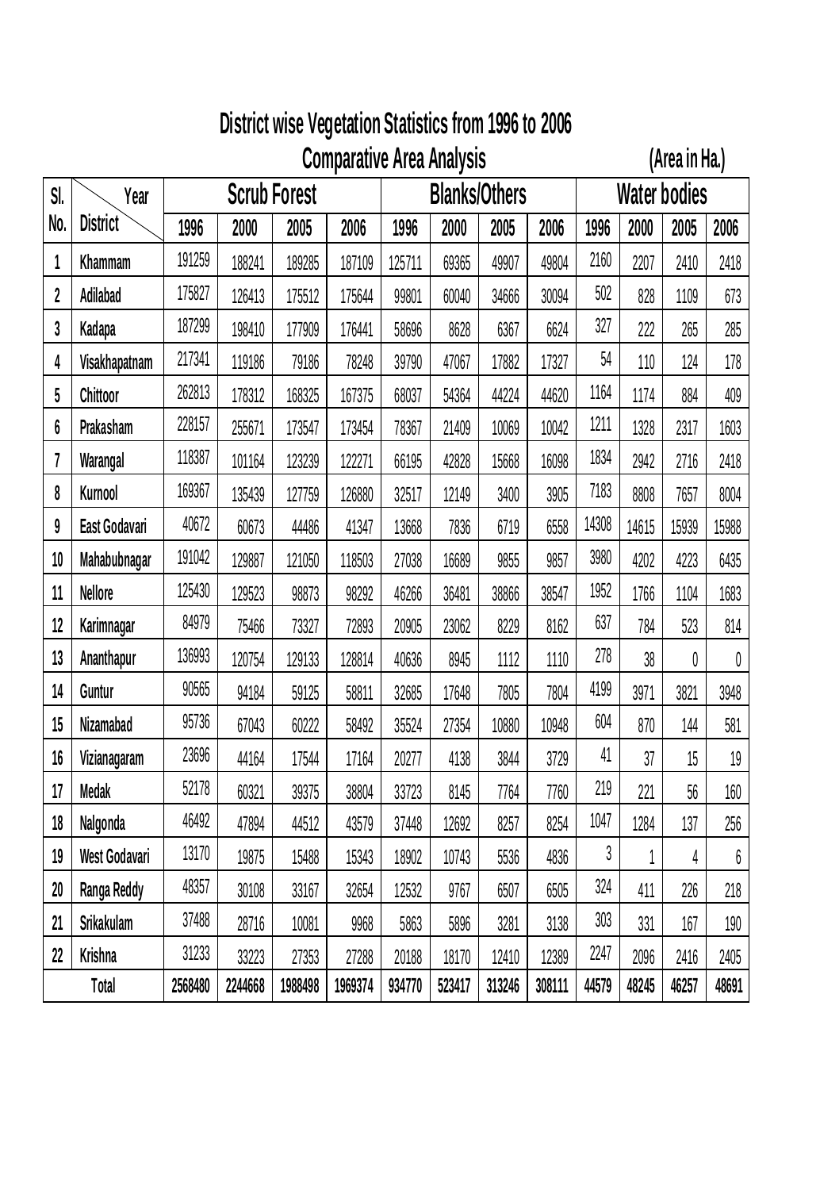# District wise Vegetation Statistics from 1996 to 2006

## Comparative Area Analysis

(Area in Ha.)

| Sl. No. | District / Year | Scrub Forest | | | | Blanks/Others | | | | Water bodies | | | |
|---|---|---|---|---|---|---|---|---|---|---|---|---|---|
| | | 1996 | 2000 | 2005 | 2006 | 1996 | 2000 | 2005 | 2006 | 1996 | 2000 | 2005 | 2006 |
| 1 | Khammam | 191259 | 188241 | 189285 | 187109 | 125711 | 69365 | 49907 | 49804 | 2160 | 2207 | 2410 | 2418 |
| 2 | Adilabad | 175827 | 126413 | 175512 | 175644 | 99801 | 60040 | 34666 | 30094 | 502 | 828 | 1109 | 673 |
| 3 | Kadapa | 187299 | 198410 | 177909 | 176441 | 58696 | 8628 | 6367 | 6624 | 327 | 222 | 265 | 285 |
| 4 | Visakhapatnam | 217341 | 119186 | 79186 | 78248 | 39790 | 47067 | 17882 | 17327 | 54 | 110 | 124 | 178 |
| 5 | Chittoor | 262813 | 178312 | 168325 | 167375 | 68037 | 54364 | 44224 | 44620 | 1164 | 1174 | 884 | 409 |
| 6 | Prakasham | 228157 | 255671 | 173547 | 173454 | 78367 | 21409 | 10069 | 10042 | 1211 | 1328 | 2317 | 1603 |
| 7 | Warangal | 118387 | 101164 | 123239 | 122271 | 66195 | 42828 | 15668 | 16098 | 1834 | 2942 | 2716 | 2418 |
| 8 | Kurnool | 169367 | 135439 | 127759 | 126880 | 32517 | 12149 | 3400 | 3905 | 7183 | 8808 | 7657 | 8004 |
| 9 | East Godavari | 40672 | 60673 | 44486 | 41347 | 13668 | 7836 | 6719 | 6558 | 14308 | 14615 | 15939 | 15988 |
| 10 | Mahabubnagar | 191042 | 129887 | 121050 | 118503 | 27038 | 16689 | 9855 | 9857 | 3980 | 4202 | 4223 | 6435 |
| 11 | Nellore | 125430 | 129523 | 98873 | 98292 | 46266 | 36481 | 38866 | 38547 | 1952 | 1766 | 1104 | 1683 |
| 12 | Karimnagar | 84979 | 75466 | 73327 | 72893 | 20905 | 23062 | 8229 | 8162 | 637 | 784 | 523 | 814 |
| 13 | Ananthapur | 136993 | 120754 | 129133 | 128814 | 40636 | 8945 | 1112 | 1110 | 278 | 38 | 0 | 0 |
| 14 | Guntur | 90565 | 94184 | 59125 | 58811 | 32685 | 17648 | 7805 | 7804 | 4199 | 3971 | 3821 | 3948 |
| 15 | Nizamabad | 95736 | 67043 | 60222 | 58492 | 35524 | 27354 | 10880 | 10948 | 604 | 870 | 144 | 581 |
| 16 | Vizianagaram | 23696 | 44164 | 17544 | 17164 | 20277 | 4138 | 3844 | 3729 | 41 | 37 | 15 | 19 |
| 17 | Medak | 52178 | 60321 | 39375 | 38804 | 33723 | 8145 | 7764 | 7760 | 219 | 221 | 56 | 160 |
| 18 | Nalgonda | 46492 | 47894 | 44512 | 43579 | 37448 | 12692 | 8257 | 8254 | 1047 | 1284 | 137 | 256 |
| 19 | West Godavari | 13170 | 19875 | 15488 | 15343 | 18902 | 10743 | 5536 | 4836 | 3 | 1 | 4 | 6 |
| 20 | Ranga Reddy | 48357 | 30108 | 33167 | 32654 | 12532 | 9767 | 6507 | 6505 | 324 | 411 | 226 | 218 |
| 21 | Srikakulam | 37488 | 28716 | 10081 | 9968 | 5863 | 5896 | 3281 | 3138 | 303 | 331 | 167 | 190 |
| 22 | Krishna | 31233 | 33223 | 27353 | 27288 | 20188 | 18170 | 12410 | 12389 | 2247 | 2096 | 2416 | 2405 |
| | **Total** | **2568480** | **2244668** | **1988498** | **1969374** | **934770** | **523417** | **313246** | **308111** | **44579** | **48245** | **46257** | **48691** |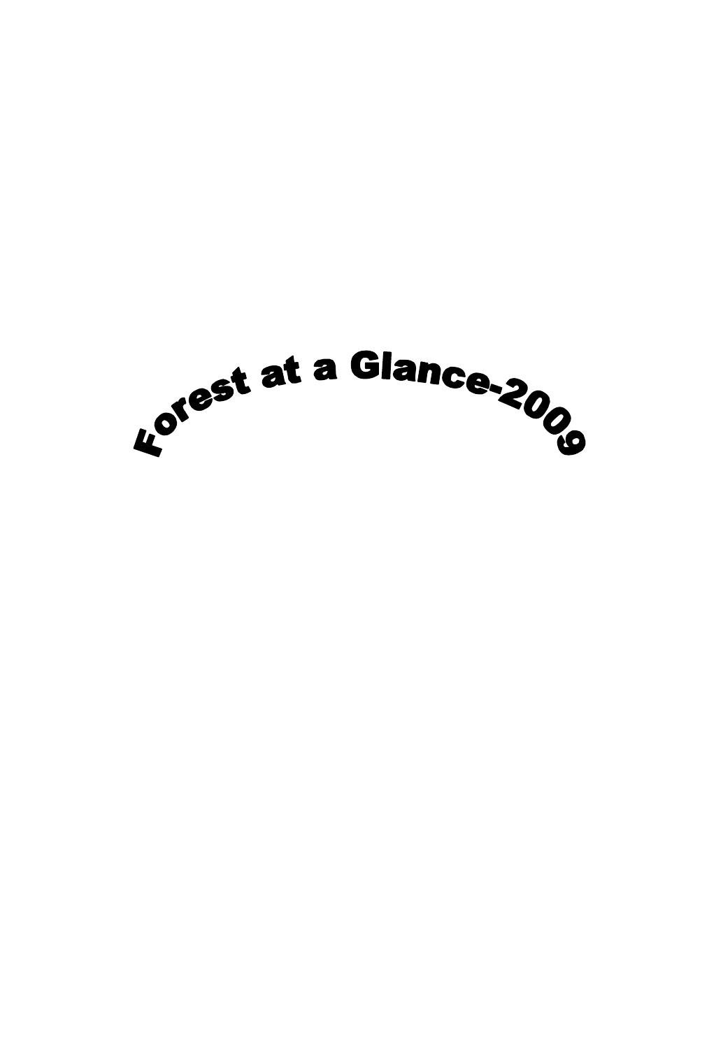# Forest at a Glance-2009